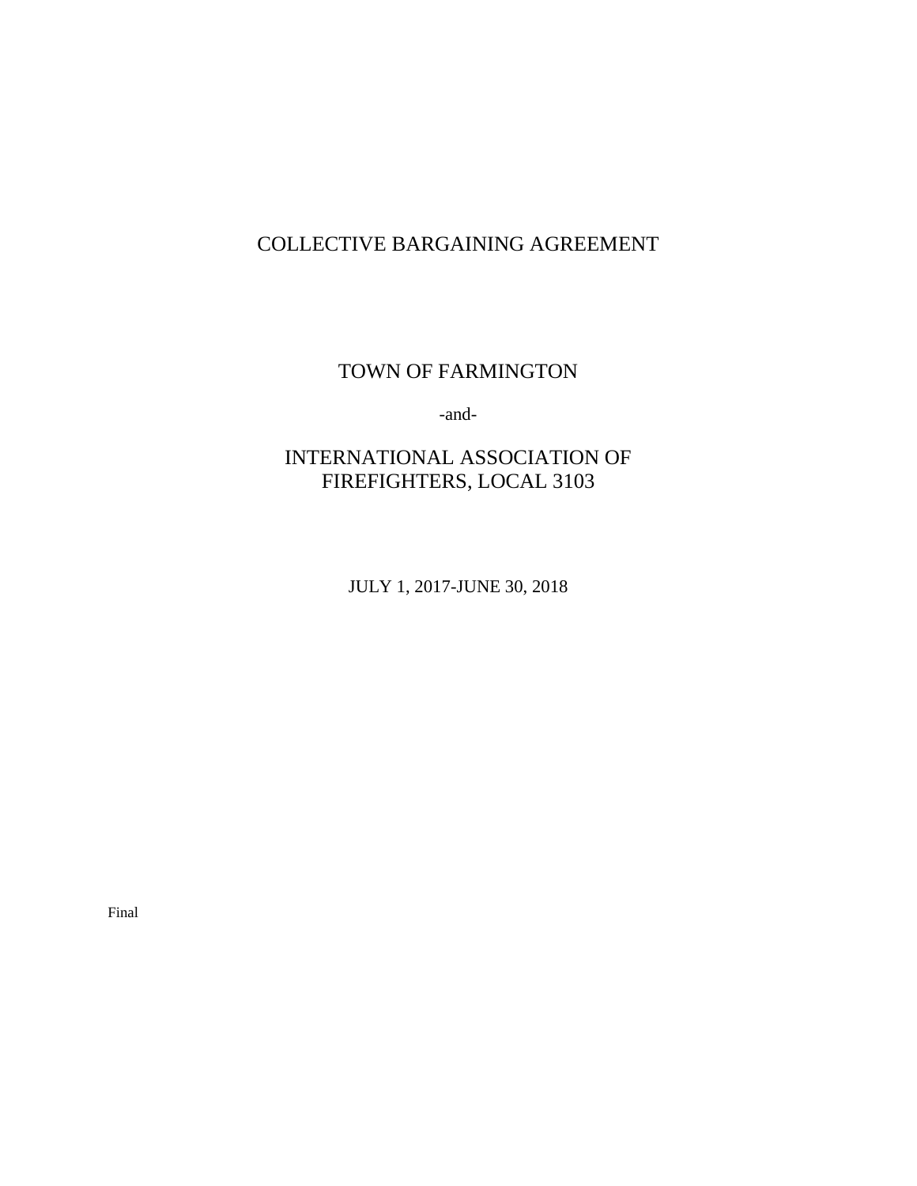# COLLECTIVE BARGAINING AGREEMENT

## TOWN OF FARMINGTON

-and-

## INTERNATIONAL ASSOCIATION OF FIREFIGHTERS, LOCAL 3103

JULY 1, 2017-JUNE 30, 2018

Final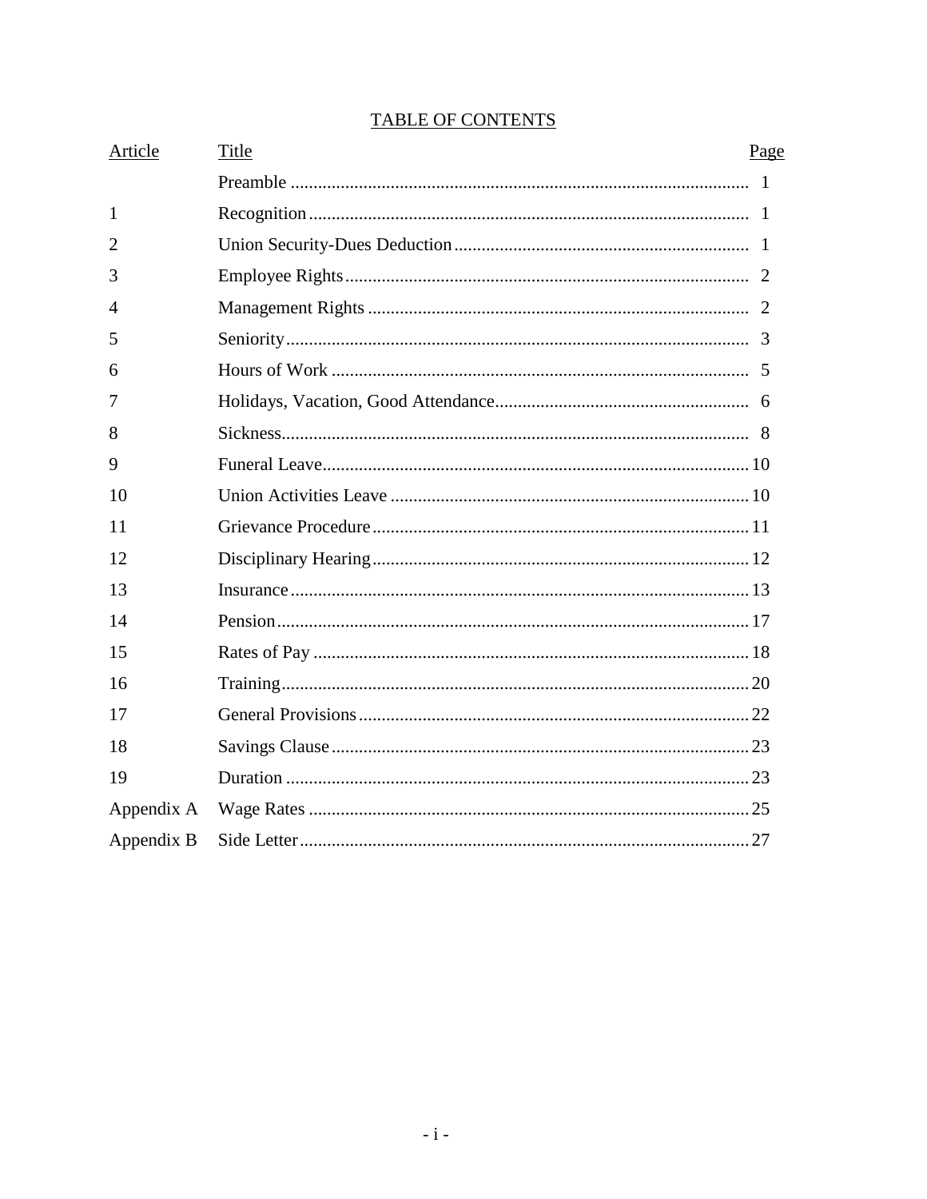# TABLE OF CONTENTS

| Article | Title | Page |
|---|---|---|
| | Preamble | 1 |
| 1 | Recognition | 1 |
| 2 | Union Security-Dues Deduction | 1 |
| 3 | Employee Rights | 2 |
| 4 | Management Rights | 2 |
| 5 | Seniority | 3 |
| 6 | Hours of Work | 5 |
| 7 | Holidays, Vacation, Good Attendance | 6 |
| 8 | Sickness | 8 |
| 9 | Funeral Leave | 10 |
| 10 | Union Activities Leave | 10 |
| 11 | Grievance Procedure | 11 |
| 12 | Disciplinary Hearing | 12 |
| 13 | Insurance | 13 |
| 14 | Pension | 17 |
| 15 | Rates of Pay | 18 |
| 16 | Training | 20 |
| 17 | General Provisions | 22 |
| 18 | Savings Clause | 23 |
| 19 | Duration | 23 |
| Appendix A | Wage Rates | 25 |
| Appendix B | Side Letter | 27 |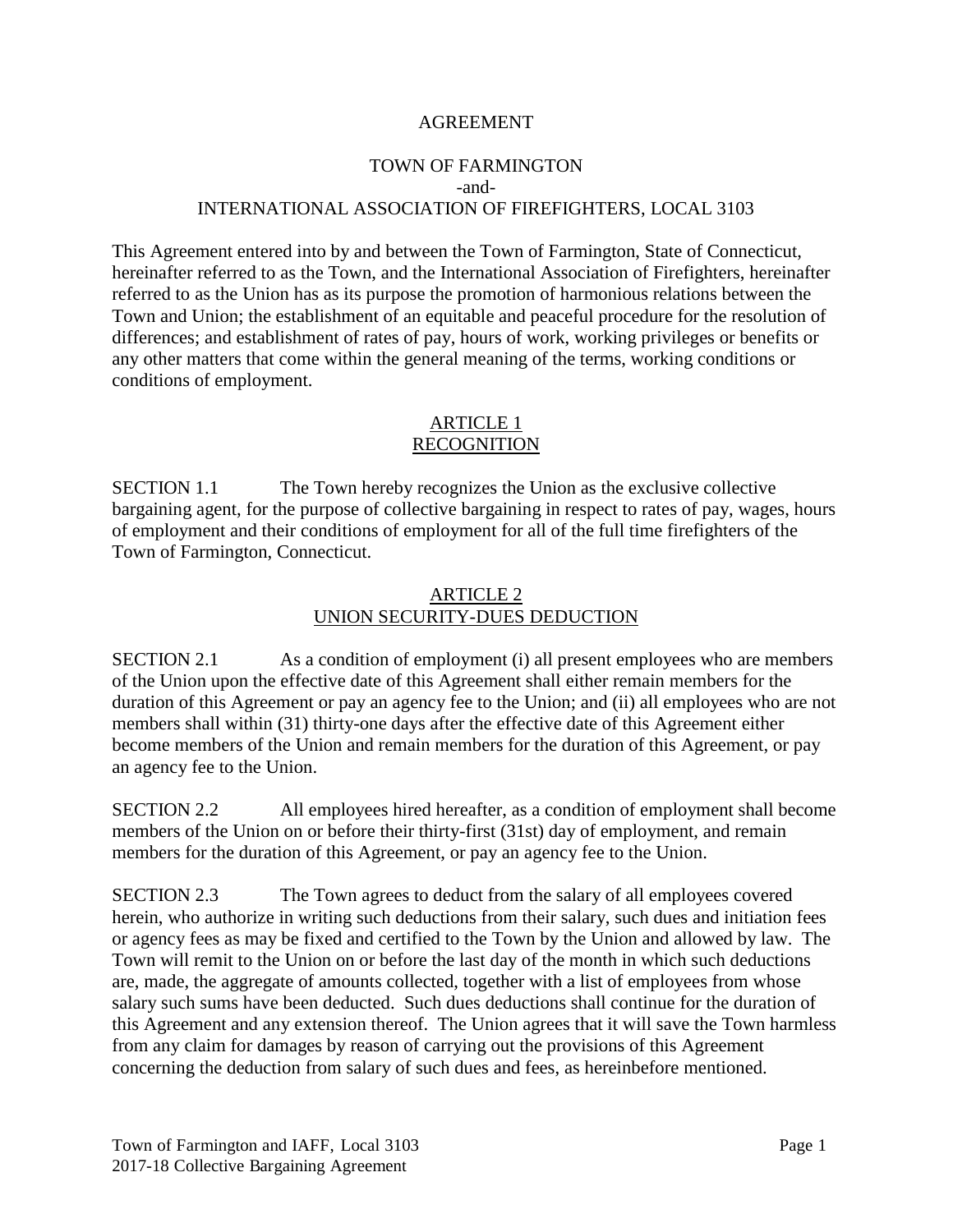# AGREEMENT

## TOWN OF FARMINGTON
-and-
## INTERNATIONAL ASSOCIATION OF FIREFIGHTERS, LOCAL 3103

This Agreement entered into by and between the Town of Farmington, State of Connecticut, hereinafter referred to as the Town, and the International Association of Firefighters, hereinafter referred to as the Union has as its purpose the promotion of harmonious relations between the Town and Union; the establishment of an equitable and peaceful procedure for the resolution of differences; and establishment of rates of pay, hours of work, working privileges or benefits or any other matters that come within the general meaning of the terms, working conditions or conditions of employment.

## ARTICLE 1
## RECOGNITION

SECTION 1.1 The Town hereby recognizes the Union as the exclusive collective bargaining agent, for the purpose of collective bargaining in respect to rates of pay, wages, hours of employment and their conditions of employment for all of the full time firefighters of the Town of Farmington, Connecticut.

## ARTICLE 2
## UNION SECURITY-DUES DEDUCTION

SECTION 2.1 As a condition of employment (i) all present employees who are members of the Union upon the effective date of this Agreement shall either remain members for the duration of this Agreement or pay an agency fee to the Union; and (ii) all employees who are not members shall within (31) thirty-one days after the effective date of this Agreement either become members of the Union and remain members for the duration of this Agreement, or pay an agency fee to the Union.

SECTION 2.2 All employees hired hereafter, as a condition of employment shall become members of the Union on or before their thirty-first (31st) day of employment, and remain members for the duration of this Agreement, or pay an agency fee to the Union.

SECTION 2.3 The Town agrees to deduct from the salary of all employees covered herein, who authorize in writing such deductions from their salary, such dues and initiation fees or agency fees as may be fixed and certified to the Town by the Union and allowed by law. The Town will remit to the Union on or before the last day of the month in which such deductions are, made, the aggregate of amounts collected, together with a list of employees from whose salary such sums have been deducted. Such dues deductions shall continue for the duration of this Agreement and any extension thereof. The Union agrees that it will save the Town harmless from any claim for damages by reason of carrying out the provisions of this Agreement concerning the deduction from salary of such dues and fees, as hereinbefore mentioned.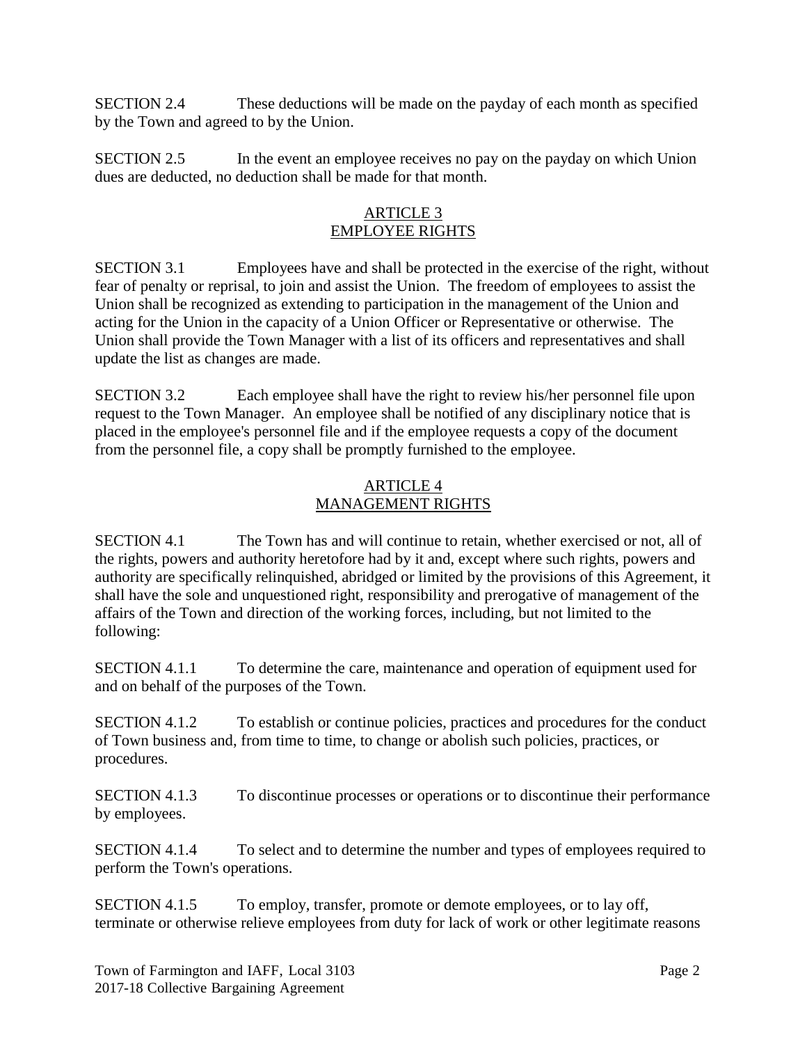SECTION 2.4 These deductions will be made on the payday of each month as specified by the Town and agreed to by the Union.

SECTION 2.5 In the event an employee receives no pay on the payday on which Union dues are deducted, no deduction shall be made for that month.

## ARTICLE 3
## EMPLOYEE RIGHTS

SECTION 3.1 Employees have and shall be protected in the exercise of the right, without fear of penalty or reprisal, to join and assist the Union. The freedom of employees to assist the Union shall be recognized as extending to participation in the management of the Union and acting for the Union in the capacity of a Union Officer or Representative or otherwise. The Union shall provide the Town Manager with a list of its officers and representatives and shall update the list as changes are made.

SECTION 3.2 Each employee shall have the right to review his/her personnel file upon request to the Town Manager. An employee shall be notified of any disciplinary notice that is placed in the employee's personnel file and if the employee requests a copy of the document from the personnel file, a copy shall be promptly furnished to the employee.

## ARTICLE 4
## MANAGEMENT RIGHTS

SECTION 4.1 The Town has and will continue to retain, whether exercised or not, all of the rights, powers and authority heretofore had by it and, except where such rights, powers and authority are specifically relinquished, abridged or limited by the provisions of this Agreement, it shall have the sole and unquestioned right, responsibility and prerogative of management of the affairs of the Town and direction of the working forces, including, but not limited to the following:

SECTION 4.1.1 To determine the care, maintenance and operation of equipment used for and on behalf of the purposes of the Town.

SECTION 4.1.2 To establish or continue policies, practices and procedures for the conduct of Town business and, from time to time, to change or abolish such policies, practices, or procedures.

SECTION 4.1.3 To discontinue processes or operations or to discontinue their performance by employees.

SECTION 4.1.4 To select and to determine the number and types of employees required to perform the Town's operations.

SECTION 4.1.5 To employ, transfer, promote or demote employees, or to lay off, terminate or otherwise relieve employees from duty for lack of work or other legitimate reasons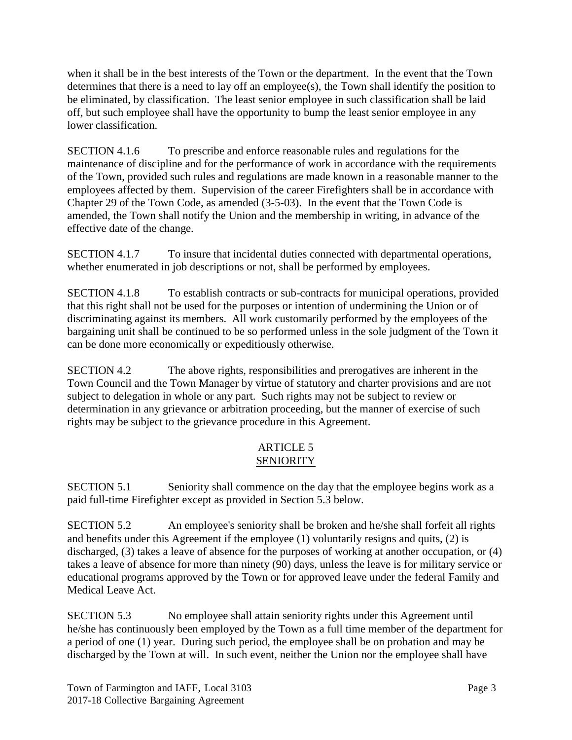when it shall be in the best interests of the Town or the department. In the event that the Town determines that there is a need to lay off an employee(s), the Town shall identify the position to be eliminated, by classification. The least senior employee in such classification shall be laid off, but such employee shall have the opportunity to bump the least senior employee in any lower classification.

SECTION 4.1.6 To prescribe and enforce reasonable rules and regulations for the maintenance of discipline and for the performance of work in accordance with the requirements of the Town, provided such rules and regulations are made known in a reasonable manner to the employees affected by them. Supervision of the career Firefighters shall be in accordance with Chapter 29 of the Town Code, as amended (3-5-03). In the event that the Town Code is amended, the Town shall notify the Union and the membership in writing, in advance of the effective date of the change.

SECTION 4.1.7 To insure that incidental duties connected with departmental operations, whether enumerated in job descriptions or not, shall be performed by employees.

SECTION 4.1.8 To establish contracts or sub-contracts for municipal operations, provided that this right shall not be used for the purposes or intention of undermining the Union or of discriminating against its members. All work customarily performed by the employees of the bargaining unit shall be continued to be so performed unless in the sole judgment of the Town it can be done more economically or expeditiously otherwise.

SECTION 4.2 The above rights, responsibilities and prerogatives are inherent in the Town Council and the Town Manager by virtue of statutory and charter provisions and are not subject to delegation in whole or any part. Such rights may not be subject to review or determination in any grievance or arbitration proceeding, but the manner of exercise of such rights may be subject to the grievance procedure in this Agreement.

## ARTICLE 5
## SENIORITY

SECTION 5.1 Seniority shall commence on the day that the employee begins work as a paid full-time Firefighter except as provided in Section 5.3 below.

SECTION 5.2 An employee's seniority shall be broken and he/she shall forfeit all rights and benefits under this Agreement if the employee (1) voluntarily resigns and quits, (2) is discharged, (3) takes a leave of absence for the purposes of working at another occupation, or (4) takes a leave of absence for more than ninety (90) days, unless the leave is for military service or educational programs approved by the Town or for approved leave under the federal Family and Medical Leave Act.

SECTION 5.3 No employee shall attain seniority rights under this Agreement until he/she has continuously been employed by the Town as a full time member of the department for a period of one (1) year. During such period, the employee shall be on probation and may be discharged by the Town at will. In such event, neither the Union nor the employee shall have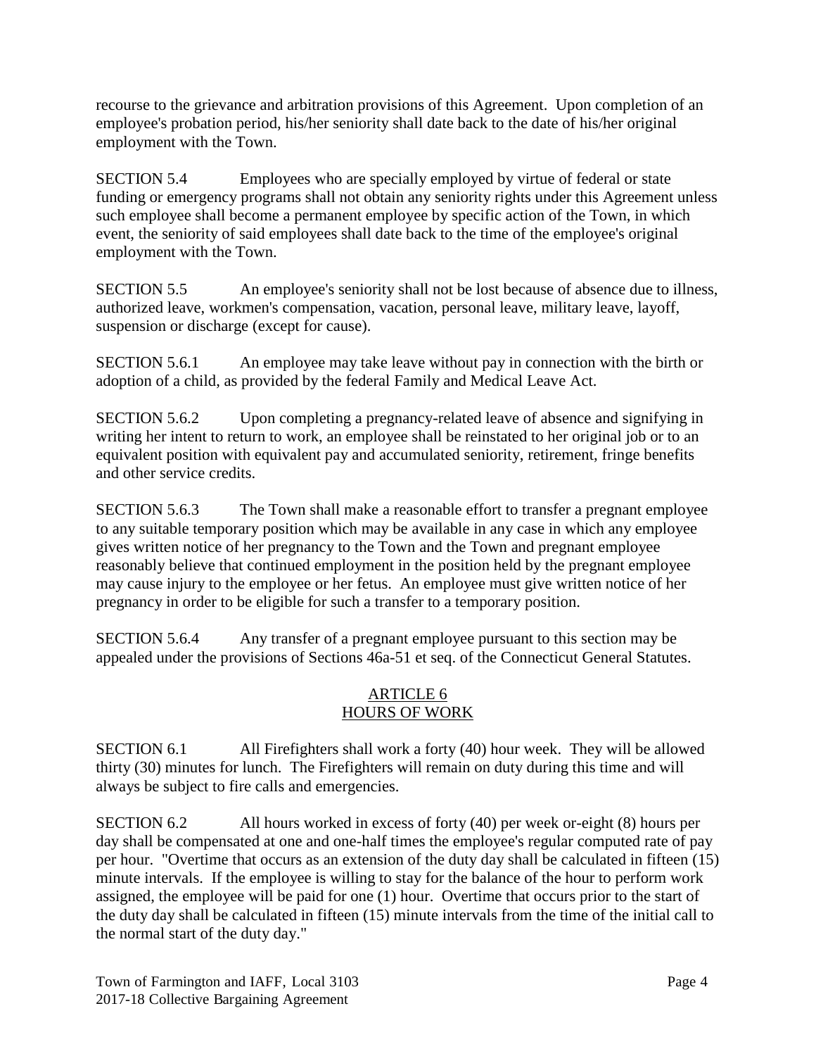recourse to the grievance and arbitration provisions of this Agreement. Upon completion of an employee's probation period, his/her seniority shall date back to the date of his/her original employment with the Town.

SECTION 5.4 Employees who are specially employed by virtue of federal or state funding or emergency programs shall not obtain any seniority rights under this Agreement unless such employee shall become a permanent employee by specific action of the Town, in which event, the seniority of said employees shall date back to the time of the employee's original employment with the Town.

SECTION 5.5 An employee's seniority shall not be lost because of absence due to illness, authorized leave, workmen's compensation, vacation, personal leave, military leave, layoff, suspension or discharge (except for cause).

SECTION 5.6.1 An employee may take leave without pay in connection with the birth or adoption of a child, as provided by the federal Family and Medical Leave Act.

SECTION 5.6.2 Upon completing a pregnancy-related leave of absence and signifying in writing her intent to return to work, an employee shall be reinstated to her original job or to an equivalent position with equivalent pay and accumulated seniority, retirement, fringe benefits and other service credits.

SECTION 5.6.3 The Town shall make a reasonable effort to transfer a pregnant employee to any suitable temporary position which may be available in any case in which any employee gives written notice of her pregnancy to the Town and the Town and pregnant employee reasonably believe that continued employment in the position held by the pregnant employee may cause injury to the employee or her fetus. An employee must give written notice of her pregnancy in order to be eligible for such a transfer to a temporary position.

SECTION 5.6.4 Any transfer of a pregnant employee pursuant to this section may be appealed under the provisions of Sections 46a-51 et seq. of the Connecticut General Statutes.

## ARTICLE 6
## HOURS OF WORK

SECTION 6.1 All Firefighters shall work a forty (40) hour week. They will be allowed thirty (30) minutes for lunch. The Firefighters will remain on duty during this time and will always be subject to fire calls and emergencies.

SECTION 6.2 All hours worked in excess of forty (40) per week or-eight (8) hours per day shall be compensated at one and one-half times the employee's regular computed rate of pay per hour. "Overtime that occurs as an extension of the duty day shall be calculated in fifteen (15) minute intervals. If the employee is willing to stay for the balance of the hour to perform work assigned, the employee will be paid for one (1) hour. Overtime that occurs prior to the start of the duty day shall be calculated in fifteen (15) minute intervals from the time of the initial call to the normal start of the duty day."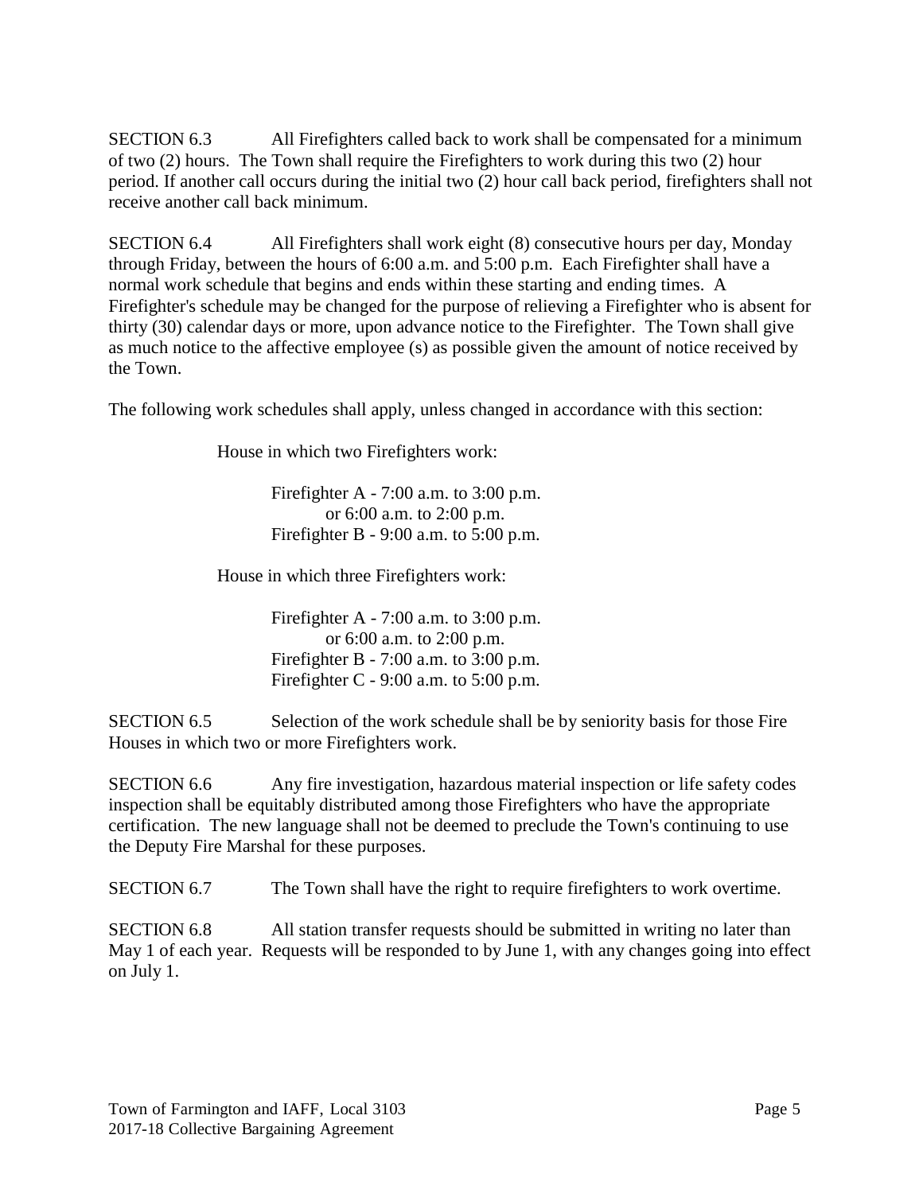SECTION 6.3 All Firefighters called back to work shall be compensated for a minimum of two (2) hours. The Town shall require the Firefighters to work during this two (2) hour period. If another call occurs during the initial two (2) hour call back period, firefighters shall not receive another call back minimum.

SECTION 6.4 All Firefighters shall work eight (8) consecutive hours per day, Monday through Friday, between the hours of 6:00 a.m. and 5:00 p.m. Each Firefighter shall have a normal work schedule that begins and ends within these starting and ending times. A Firefighter's schedule may be changed for the purpose of relieving a Firefighter who is absent for thirty (30) calendar days or more, upon advance notice to the Firefighter. The Town shall give as much notice to the affective employee (s) as possible given the amount of notice received by the Town.

The following work schedules shall apply, unless changed in accordance with this section:

House in which two Firefighters work:

Firefighter A - 7:00 a.m. to 3:00 p.m.
or 6:00 a.m. to 2:00 p.m.
Firefighter B - 9:00 a.m. to 5:00 p.m.

House in which three Firefighters work:

Firefighter A - 7:00 a.m. to 3:00 p.m.
or 6:00 a.m. to 2:00 p.m.
Firefighter B - 7:00 a.m. to 3:00 p.m.
Firefighter C - 9:00 a.m. to 5:00 p.m.

SECTION 6.5 Selection of the work schedule shall be by seniority basis for those Fire Houses in which two or more Firefighters work.

SECTION 6.6 Any fire investigation, hazardous material inspection or life safety codes inspection shall be equitably distributed among those Firefighters who have the appropriate certification. The new language shall not be deemed to preclude the Town's continuing to use the Deputy Fire Marshal for these purposes.

SECTION 6.7 The Town shall have the right to require firefighters to work overtime.

SECTION 6.8 All station transfer requests should be submitted in writing no later than May 1 of each year. Requests will be responded to by June 1, with any changes going into effect on July 1.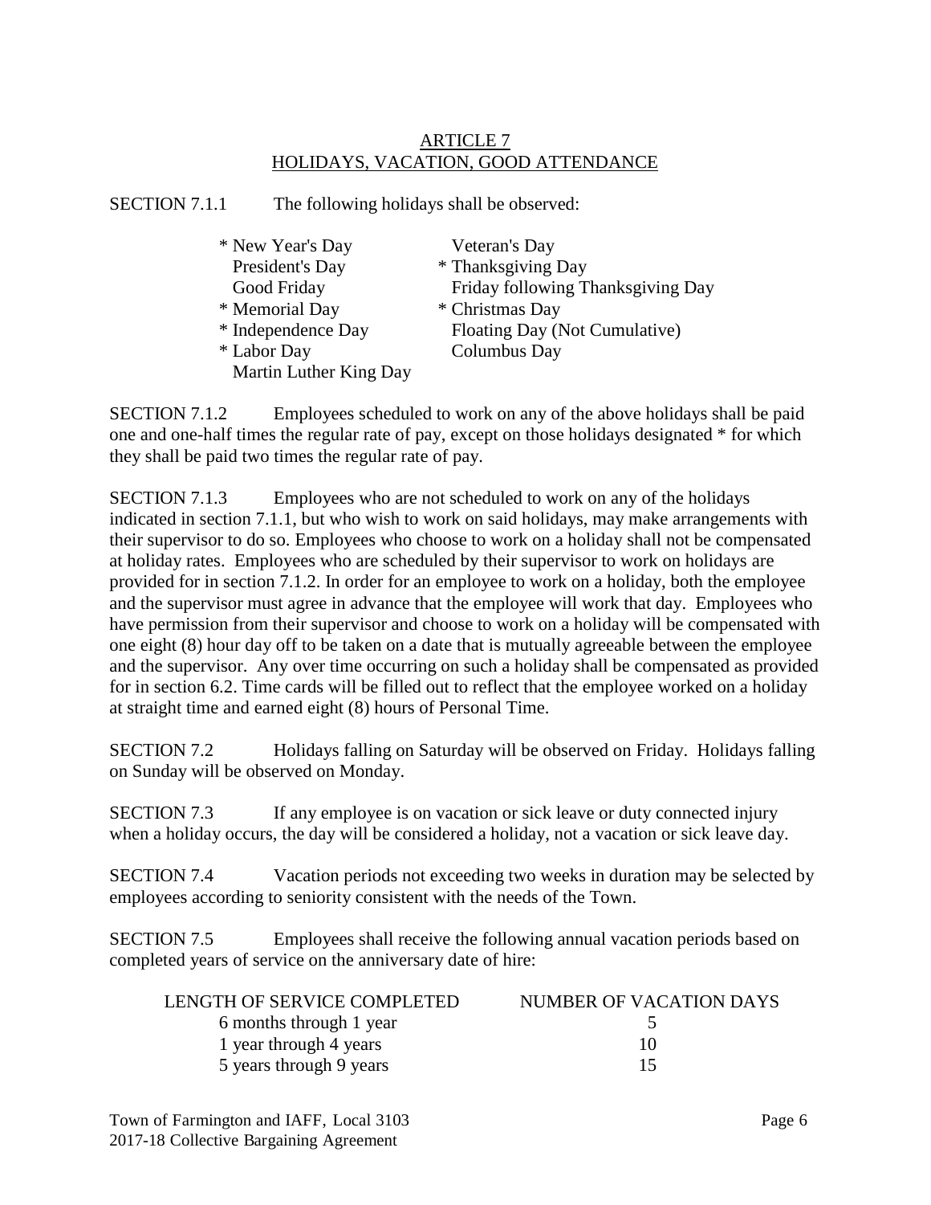## ARTICLE 7
## HOLIDAYS, VACATION, GOOD ATTENDANCE

SECTION 7.1.1 The following holidays shall be observed:

| | |
|---|---|
| * New Year's Day | Veteran's Day |
| President's Day | * Thanksgiving Day |
| Good Friday | Friday following Thanksgiving Day |
| * Memorial Day | * Christmas Day |
| * Independence Day | Floating Day (Not Cumulative) |
| * Labor Day | Columbus Day |
| Martin Luther King Day | |

SECTION 7.1.2 Employees scheduled to work on any of the above holidays shall be paid one and one-half times the regular rate of pay, except on those holidays designated * for which they shall be paid two times the regular rate of pay.

SECTION 7.1.3 Employees who are not scheduled to work on any of the holidays indicated in section 7.1.1, but who wish to work on said holidays, may make arrangements with their supervisor to do so. Employees who choose to work on a holiday shall not be compensated at holiday rates. Employees who are scheduled by their supervisor to work on holidays are provided for in section 7.1.2. In order for an employee to work on a holiday, both the employee and the supervisor must agree in advance that the employee will work that day. Employees who have permission from their supervisor and choose to work on a holiday will be compensated with one eight (8) hour day off to be taken on a date that is mutually agreeable between the employee and the supervisor. Any over time occurring on such a holiday shall be compensated as provided for in section 6.2. Time cards will be filled out to reflect that the employee worked on a holiday at straight time and earned eight (8) hours of Personal Time.

SECTION 7.2 Holidays falling on Saturday will be observed on Friday. Holidays falling on Sunday will be observed on Monday.

SECTION 7.3 If any employee is on vacation or sick leave or duty connected injury when a holiday occurs, the day will be considered a holiday, not a vacation or sick leave day.

SECTION 7.4 Vacation periods not exceeding two weeks in duration may be selected by employees according to seniority consistent with the needs of the Town.

SECTION 7.5 Employees shall receive the following annual vacation periods based on completed years of service on the anniversary date of hire:

| LENGTH OF SERVICE COMPLETED | NUMBER OF VACATION DAYS |
|---|---|
| 6 months through 1 year | 5 |
| 1 year through 4 years | 10 |
| 5 years through 9 years | 15 |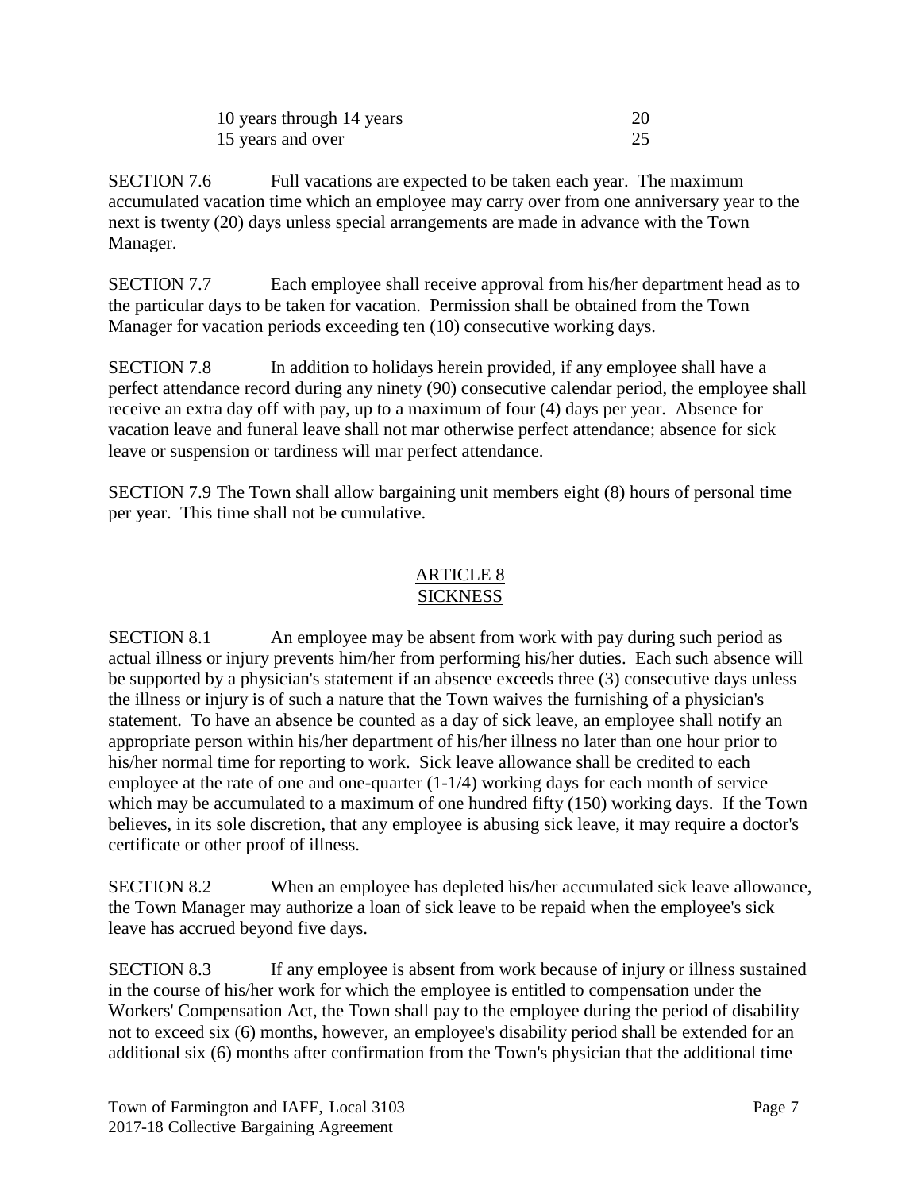| | |
|---|---|
| 10 years through 14 years | 20 |
| 15 years and over | 25 |

SECTION 7.6 Full vacations are expected to be taken each year. The maximum accumulated vacation time which an employee may carry over from one anniversary year to the next is twenty (20) days unless special arrangements are made in advance with the Town Manager.

SECTION 7.7 Each employee shall receive approval from his/her department head as to the particular days to be taken for vacation. Permission shall be obtained from the Town Manager for vacation periods exceeding ten (10) consecutive working days.

SECTION 7.8 In addition to holidays herein provided, if any employee shall have a perfect attendance record during any ninety (90) consecutive calendar period, the employee shall receive an extra day off with pay, up to a maximum of four (4) days per year. Absence for vacation leave and funeral leave shall not mar otherwise perfect attendance; absence for sick leave or suspension or tardiness will mar perfect attendance.

SECTION 7.9 The Town shall allow bargaining unit members eight (8) hours of personal time per year. This time shall not be cumulative.

## ARTICLE 8
## SICKNESS

SECTION 8.1 An employee may be absent from work with pay during such period as actual illness or injury prevents him/her from performing his/her duties. Each such absence will be supported by a physician's statement if an absence exceeds three (3) consecutive days unless the illness or injury is of such a nature that the Town waives the furnishing of a physician's statement. To have an absence be counted as a day of sick leave, an employee shall notify an appropriate person within his/her department of his/her illness no later than one hour prior to his/her normal time for reporting to work. Sick leave allowance shall be credited to each employee at the rate of one and one-quarter (1-1/4) working days for each month of service which may be accumulated to a maximum of one hundred fifty (150) working days. If the Town believes, in its sole discretion, that any employee is abusing sick leave, it may require a doctor's certificate or other proof of illness.

SECTION 8.2 When an employee has depleted his/her accumulated sick leave allowance, the Town Manager may authorize a loan of sick leave to be repaid when the employee's sick leave has accrued beyond five days.

SECTION 8.3 If any employee is absent from work because of injury or illness sustained in the course of his/her work for which the employee is entitled to compensation under the Workers' Compensation Act, the Town shall pay to the employee during the period of disability not to exceed six (6) months, however, an employee's disability period shall be extended for an additional six (6) months after confirmation from the Town's physician that the additional time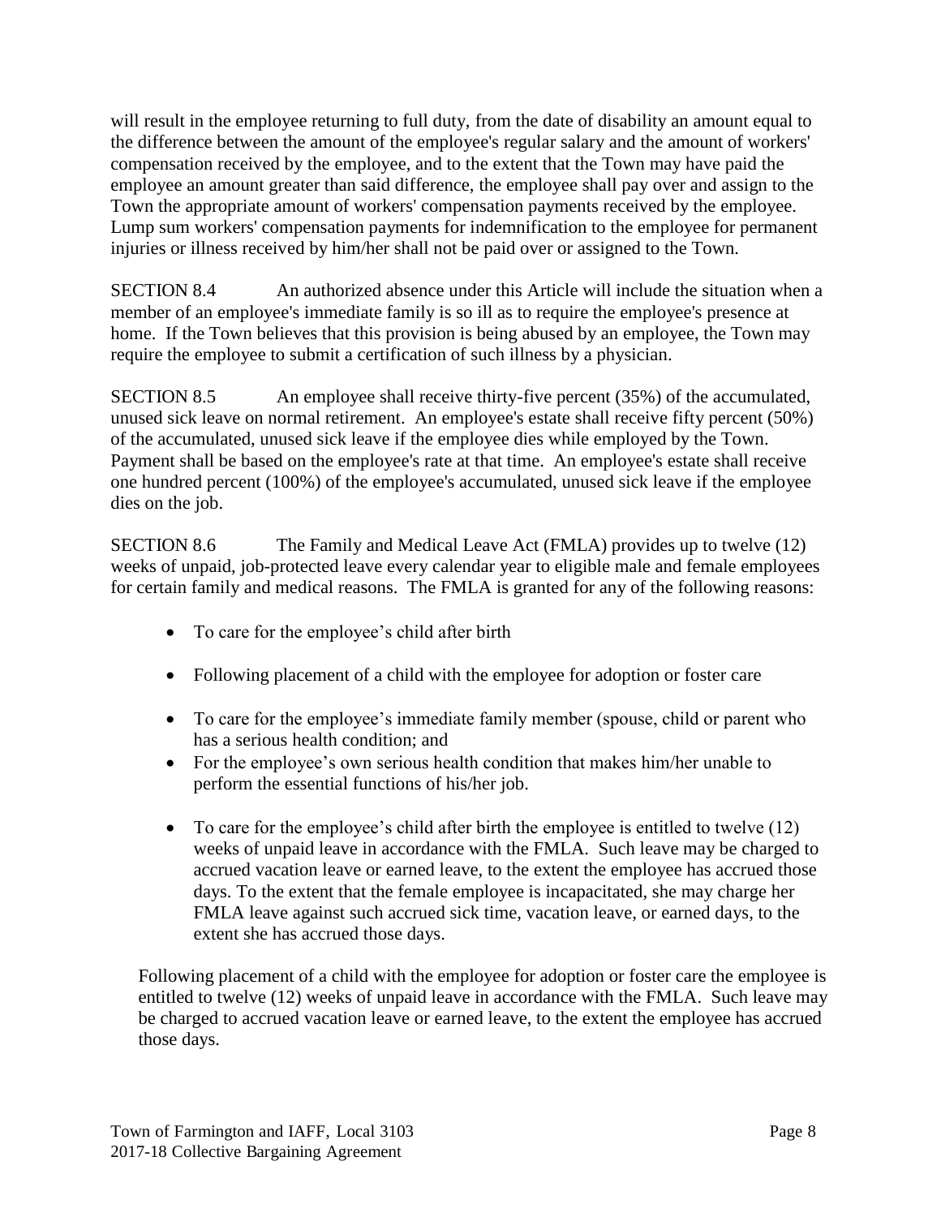will result in the employee returning to full duty, from the date of disability an amount equal to the difference between the amount of the employee's regular salary and the amount of workers' compensation received by the employee, and to the extent that the Town may have paid the employee an amount greater than said difference, the employee shall pay over and assign to the Town the appropriate amount of workers' compensation payments received by the employee. Lump sum workers' compensation payments for indemnification to the employee for permanent injuries or illness received by him/her shall not be paid over or assigned to the Town.

SECTION 8.4 An authorized absence under this Article will include the situation when a member of an employee's immediate family is so ill as to require the employee's presence at home. If the Town believes that this provision is being abused by an employee, the Town may require the employee to submit a certification of such illness by a physician.

SECTION 8.5 An employee shall receive thirty-five percent (35%) of the accumulated, unused sick leave on normal retirement. An employee's estate shall receive fifty percent (50%) of the accumulated, unused sick leave if the employee dies while employed by the Town. Payment shall be based on the employee's rate at that time. An employee's estate shall receive one hundred percent (100%) of the employee's accumulated, unused sick leave if the employee dies on the job.

SECTION 8.6 The Family and Medical Leave Act (FMLA) provides up to twelve (12) weeks of unpaid, job-protected leave every calendar year to eligible male and female employees for certain family and medical reasons. The FMLA is granted for any of the following reasons:

- To care for the employee's child after birth
- Following placement of a child with the employee for adoption or foster care
- To care for the employee's immediate family member (spouse, child or parent who has a serious health condition; and
- For the employee's own serious health condition that makes him/her unable to perform the essential functions of his/her job.
- To care for the employee's child after birth the employee is entitled to twelve (12) weeks of unpaid leave in accordance with the FMLA. Such leave may be charged to accrued vacation leave or earned leave, to the extent the employee has accrued those days. To the extent that the female employee is incapacitated, she may charge her FMLA leave against such accrued sick time, vacation leave, or earned days, to the extent she has accrued those days.

Following placement of a child with the employee for adoption or foster care the employee is entitled to twelve (12) weeks of unpaid leave in accordance with the FMLA. Such leave may be charged to accrued vacation leave or earned leave, to the extent the employee has accrued those days.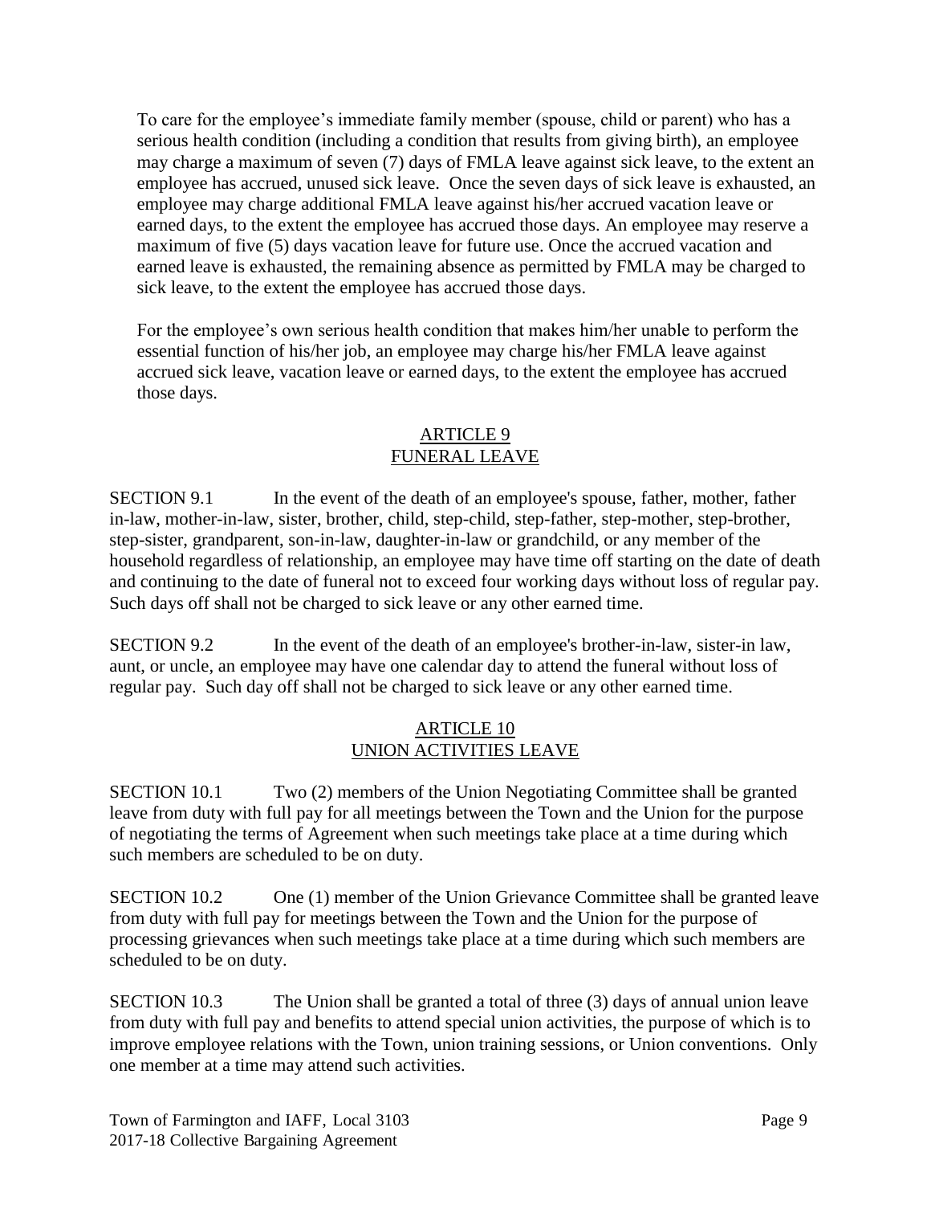To care for the employee's immediate family member (spouse, child or parent) who has a serious health condition (including a condition that results from giving birth), an employee may charge a maximum of seven (7) days of FMLA leave against sick leave, to the extent an employee has accrued, unused sick leave. Once the seven days of sick leave is exhausted, an employee may charge additional FMLA leave against his/her accrued vacation leave or earned days, to the extent the employee has accrued those days. An employee may reserve a maximum of five (5) days vacation leave for future use. Once the accrued vacation and earned leave is exhausted, the remaining absence as permitted by FMLA may be charged to sick leave, to the extent the employee has accrued those days.

For the employee's own serious health condition that makes him/her unable to perform the essential function of his/her job, an employee may charge his/her FMLA leave against accrued sick leave, vacation leave or earned days, to the extent the employee has accrued those days.

## ARTICLE 9
## FUNERAL LEAVE

SECTION 9.1 In the event of the death of an employee's spouse, father, mother, father in-law, mother-in-law, sister, brother, child, step-child, step-father, step-mother, step-brother, step-sister, grandparent, son-in-law, daughter-in-law or grandchild, or any member of the household regardless of relationship, an employee may have time off starting on the date of death and continuing to the date of funeral not to exceed four working days without loss of regular pay. Such days off shall not be charged to sick leave or any other earned time.

SECTION 9.2 In the event of the death of an employee's brother-in-law, sister-in law, aunt, or uncle, an employee may have one calendar day to attend the funeral without loss of regular pay. Such day off shall not be charged to sick leave or any other earned time.

## ARTICLE 10
## UNION ACTIVITIES LEAVE

SECTION 10.1 Two (2) members of the Union Negotiating Committee shall be granted leave from duty with full pay for all meetings between the Town and the Union for the purpose of negotiating the terms of Agreement when such meetings take place at a time during which such members are scheduled to be on duty.

SECTION 10.2 One (1) member of the Union Grievance Committee shall be granted leave from duty with full pay for meetings between the Town and the Union for the purpose of processing grievances when such meetings take place at a time during which such members are scheduled to be on duty.

SECTION 10.3 The Union shall be granted a total of three (3) days of annual union leave from duty with full pay and benefits to attend special union activities, the purpose of which is to improve employee relations with the Town, union training sessions, or Union conventions. Only one member at a time may attend such activities.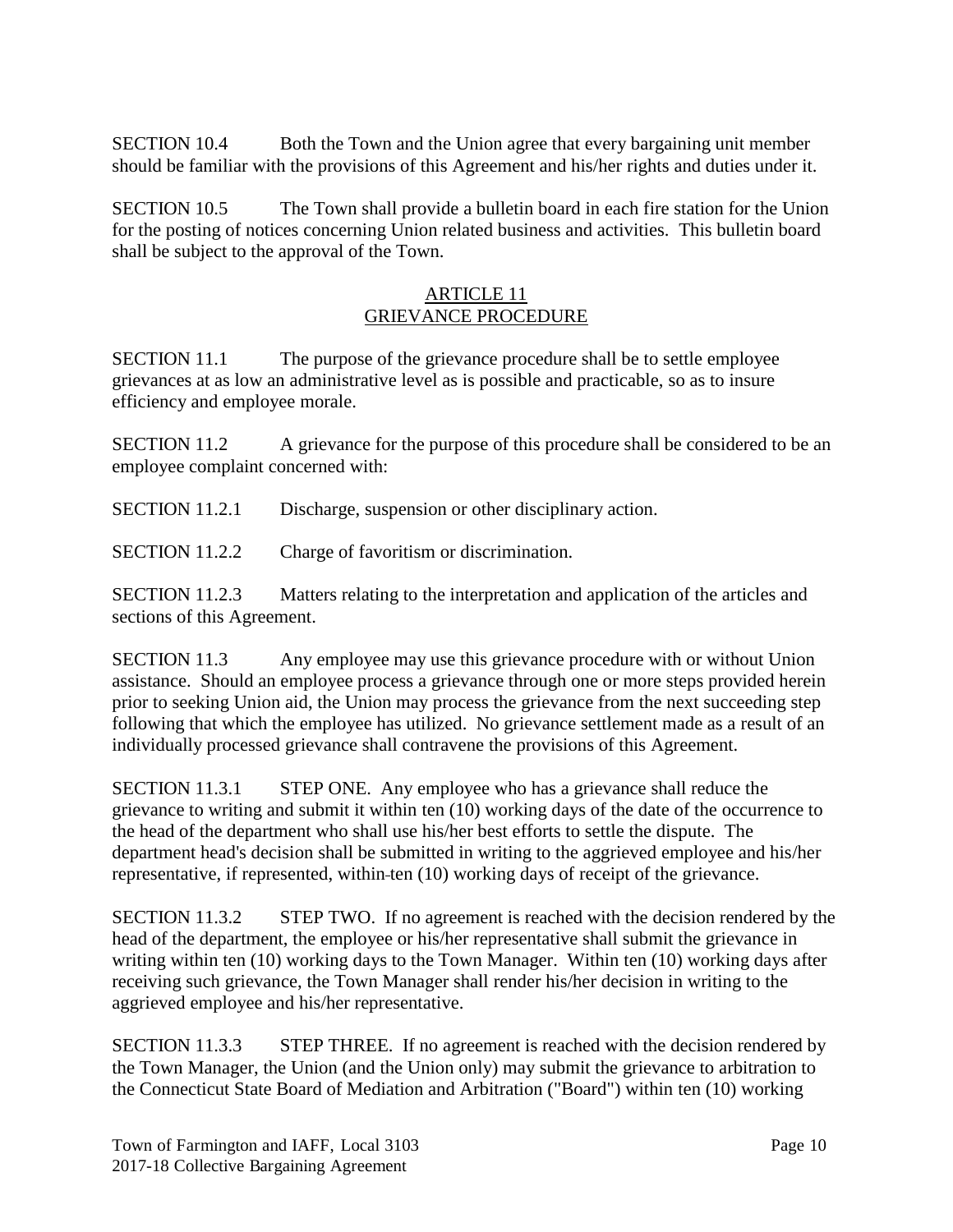SECTION 10.4 Both the Town and the Union agree that every bargaining unit member should be familiar with the provisions of this Agreement and his/her rights and duties under it.

SECTION 10.5 The Town shall provide a bulletin board in each fire station for the Union for the posting of notices concerning Union related business and activities. This bulletin board shall be subject to the approval of the Town.

## ARTICLE 11
## GRIEVANCE PROCEDURE

SECTION 11.1 The purpose of the grievance procedure shall be to settle employee grievances at as low an administrative level as is possible and practicable, so as to insure efficiency and employee morale.

SECTION 11.2 A grievance for the purpose of this procedure shall be considered to be an employee complaint concerned with:

SECTION 11.2.1 Discharge, suspension or other disciplinary action.

SECTION 11.2.2 Charge of favoritism or discrimination.

SECTION 11.2.3 Matters relating to the interpretation and application of the articles and sections of this Agreement.

SECTION 11.3 Any employee may use this grievance procedure with or without Union assistance. Should an employee process a grievance through one or more steps provided herein prior to seeking Union aid, the Union may process the grievance from the next succeeding step following that which the employee has utilized. No grievance settlement made as a result of an individually processed grievance shall contravene the provisions of this Agreement.

SECTION 11.3.1 STEP ONE. Any employee who has a grievance shall reduce the grievance to writing and submit it within ten (10) working days of the date of the occurrence to the head of the department who shall use his/her best efforts to settle the dispute. The department head's decision shall be submitted in writing to the aggrieved employee and his/her representative, if represented, within ten (10) working days of receipt of the grievance.

SECTION 11.3.2 STEP TWO. If no agreement is reached with the decision rendered by the head of the department, the employee or his/her representative shall submit the grievance in writing within ten (10) working days to the Town Manager. Within ten (10) working days after receiving such grievance, the Town Manager shall render his/her decision in writing to the aggrieved employee and his/her representative.

SECTION 11.3.3 STEP THREE. If no agreement is reached with the decision rendered by the Town Manager, the Union (and the Union only) may submit the grievance to arbitration to the Connecticut State Board of Mediation and Arbitration ("Board") within ten (10) working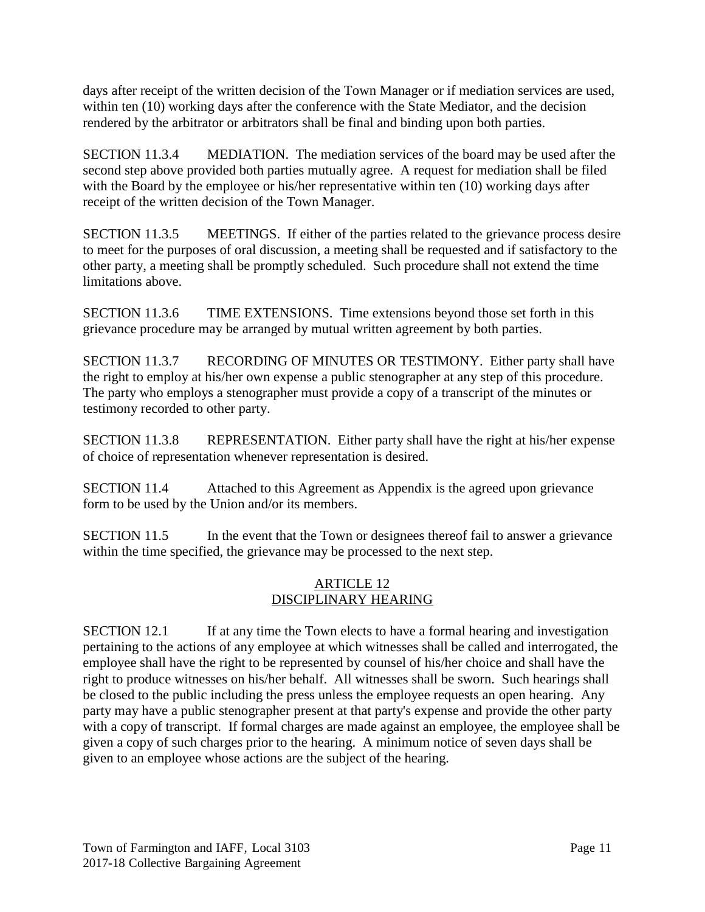days after receipt of the written decision of the Town Manager or if mediation services are used, within ten (10) working days after the conference with the State Mediator, and the decision rendered by the arbitrator or arbitrators shall be final and binding upon both parties.

SECTION 11.3.4 MEDIATION. The mediation services of the board may be used after the second step above provided both parties mutually agree. A request for mediation shall be filed with the Board by the employee or his/her representative within ten (10) working days after receipt of the written decision of the Town Manager.

SECTION 11.3.5 MEETINGS. If either of the parties related to the grievance process desire to meet for the purposes of oral discussion, a meeting shall be requested and if satisfactory to the other party, a meeting shall be promptly scheduled. Such procedure shall not extend the time limitations above.

SECTION 11.3.6 TIME EXTENSIONS. Time extensions beyond those set forth in this grievance procedure may be arranged by mutual written agreement by both parties.

SECTION 11.3.7 RECORDING OF MINUTES OR TESTIMONY. Either party shall have the right to employ at his/her own expense a public stenographer at any step of this procedure. The party who employs a stenographer must provide a copy of a transcript of the minutes or testimony recorded to other party.

SECTION 11.3.8 REPRESENTATION. Either party shall have the right at his/her expense of choice of representation whenever representation is desired.

SECTION 11.4 Attached to this Agreement as Appendix is the agreed upon grievance form to be used by the Union and/or its members.

SECTION 11.5 In the event that the Town or designees thereof fail to answer a grievance within the time specified, the grievance may be processed to the next step.

## ARTICLE 12
## DISCIPLINARY HEARING

SECTION 12.1 If at any time the Town elects to have a formal hearing and investigation pertaining to the actions of any employee at which witnesses shall be called and interrogated, the employee shall have the right to be represented by counsel of his/her choice and shall have the right to produce witnesses on his/her behalf. All witnesses shall be sworn. Such hearings shall be closed to the public including the press unless the employee requests an open hearing. Any party may have a public stenographer present at that party's expense and provide the other party with a copy of transcript. If formal charges are made against an employee, the employee shall be given a copy of such charges prior to the hearing. A minimum notice of seven days shall be given to an employee whose actions are the subject of the hearing.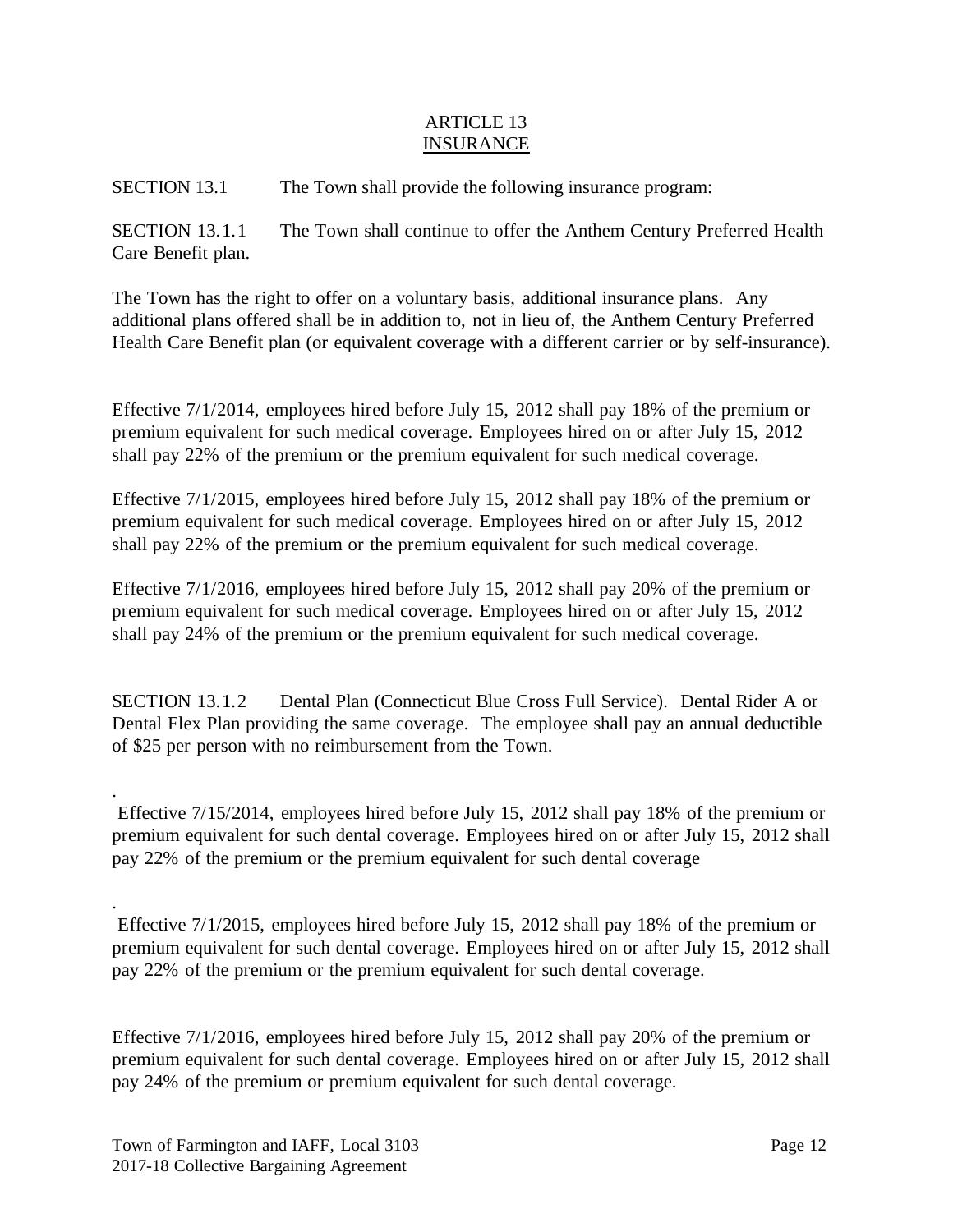# ARTICLE 13
# INSURANCE

SECTION 13.1 The Town shall provide the following insurance program:

SECTION 13.1.1 The Town shall continue to offer the Anthem Century Preferred Health Care Benefit plan.

The Town has the right to offer on a voluntary basis, additional insurance plans. Any additional plans offered shall be in addition to, not in lieu of, the Anthem Century Preferred Health Care Benefit plan (or equivalent coverage with a different carrier or by self-insurance).

Effective 7/1/2014, employees hired before July 15, 2012 shall pay 18% of the premium or premium equivalent for such medical coverage. Employees hired on or after July 15, 2012 shall pay 22% of the premium or the premium equivalent for such medical coverage.

Effective 7/1/2015, employees hired before July 15, 2012 shall pay 18% of the premium or premium equivalent for such medical coverage. Employees hired on or after July 15, 2012 shall pay 22% of the premium or the premium equivalent for such medical coverage.

Effective 7/1/2016, employees hired before July 15, 2012 shall pay 20% of the premium or premium equivalent for such medical coverage. Employees hired on or after July 15, 2012 shall pay 24% of the premium or the premium equivalent for such medical coverage.

SECTION 13.1.2 Dental Plan (Connecticut Blue Cross Full Service). Dental Rider A or Dental Flex Plan providing the same coverage. The employee shall pay an annual deductible of $25 per person with no reimbursement from the Town.

.
Effective 7/15/2014, employees hired before July 15, 2012 shall pay 18% of the premium or premium equivalent for such dental coverage. Employees hired on or after July 15, 2012 shall pay 22% of the premium or the premium equivalent for such dental coverage

.
Effective 7/1/2015, employees hired before July 15, 2012 shall pay 18% of the premium or premium equivalent for such dental coverage. Employees hired on or after July 15, 2012 shall pay 22% of the premium or the premium equivalent for such dental coverage.

Effective 7/1/2016, employees hired before July 15, 2012 shall pay 20% of the premium or premium equivalent for such dental coverage. Employees hired on or after July 15, 2012 shall pay 24% of the premium or premium equivalent for such dental coverage.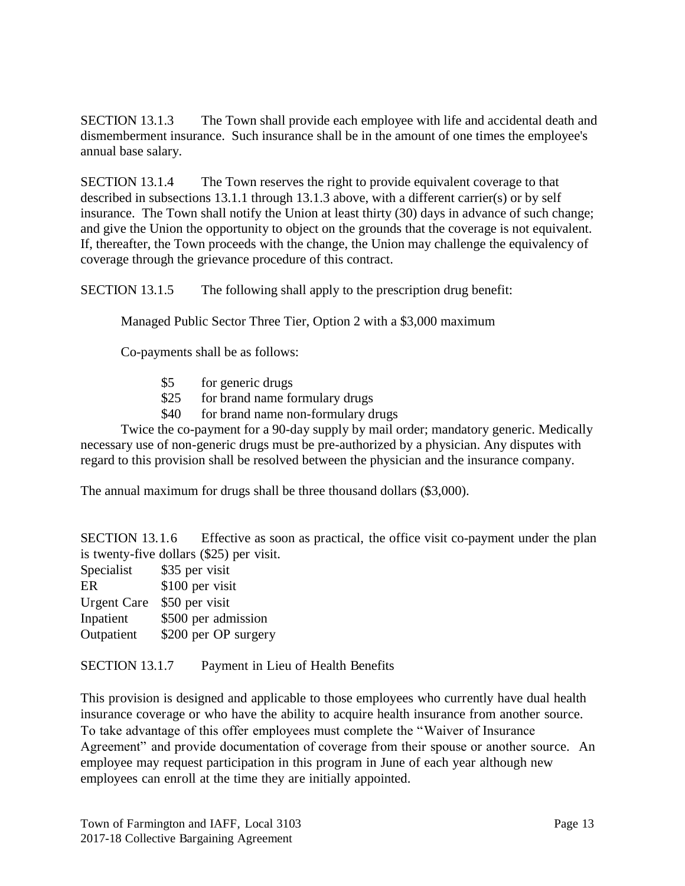SECTION 13.1.3 The Town shall provide each employee with life and accidental death and dismemberment insurance. Such insurance shall be in the amount of one times the employee's annual base salary.

SECTION 13.1.4 The Town reserves the right to provide equivalent coverage to that described in subsections 13.1.1 through 13.1.3 above, with a different carrier(s) or by self insurance. The Town shall notify the Union at least thirty (30) days in advance of such change; and give the Union the opportunity to object on the grounds that the coverage is not equivalent. If, thereafter, the Town proceeds with the change, the Union may challenge the equivalency of coverage through the grievance procedure of this contract.

SECTION 13.1.5 The following shall apply to the prescription drug benefit:

Managed Public Sector Three Tier, Option 2 with a $3,000 maximum

Co-payments shall be as follows:

- $5 for generic drugs
- $25 for brand name formulary drugs
- $40 for brand name non-formulary drugs

Twice the co-payment for a 90-day supply by mail order; mandatory generic. Medically necessary use of non-generic drugs must be pre-authorized by a physician. Any disputes with regard to this provision shall be resolved between the physician and the insurance company.

The annual maximum for drugs shall be three thousand dollars ($3,000).

SECTION 13.1.6 Effective as soon as practical, the office visit co-payment under the plan is twenty-five dollars ($25) per visit.

| | |
|---|---|
| Specialist | $35 per visit |
| ER | $100 per visit |
| Urgent Care | $50 per visit |
| Inpatient | $500 per admission |
| Outpatient | $200 per OP surgery |

SECTION 13.1.7 Payment in Lieu of Health Benefits

This provision is designed and applicable to those employees who currently have dual health insurance coverage or who have the ability to acquire health insurance from another source. To take advantage of this offer employees must complete the "Waiver of Insurance Agreement" and provide documentation of coverage from their spouse or another source. An employee may request participation in this program in June of each year although new employees can enroll at the time they are initially appointed.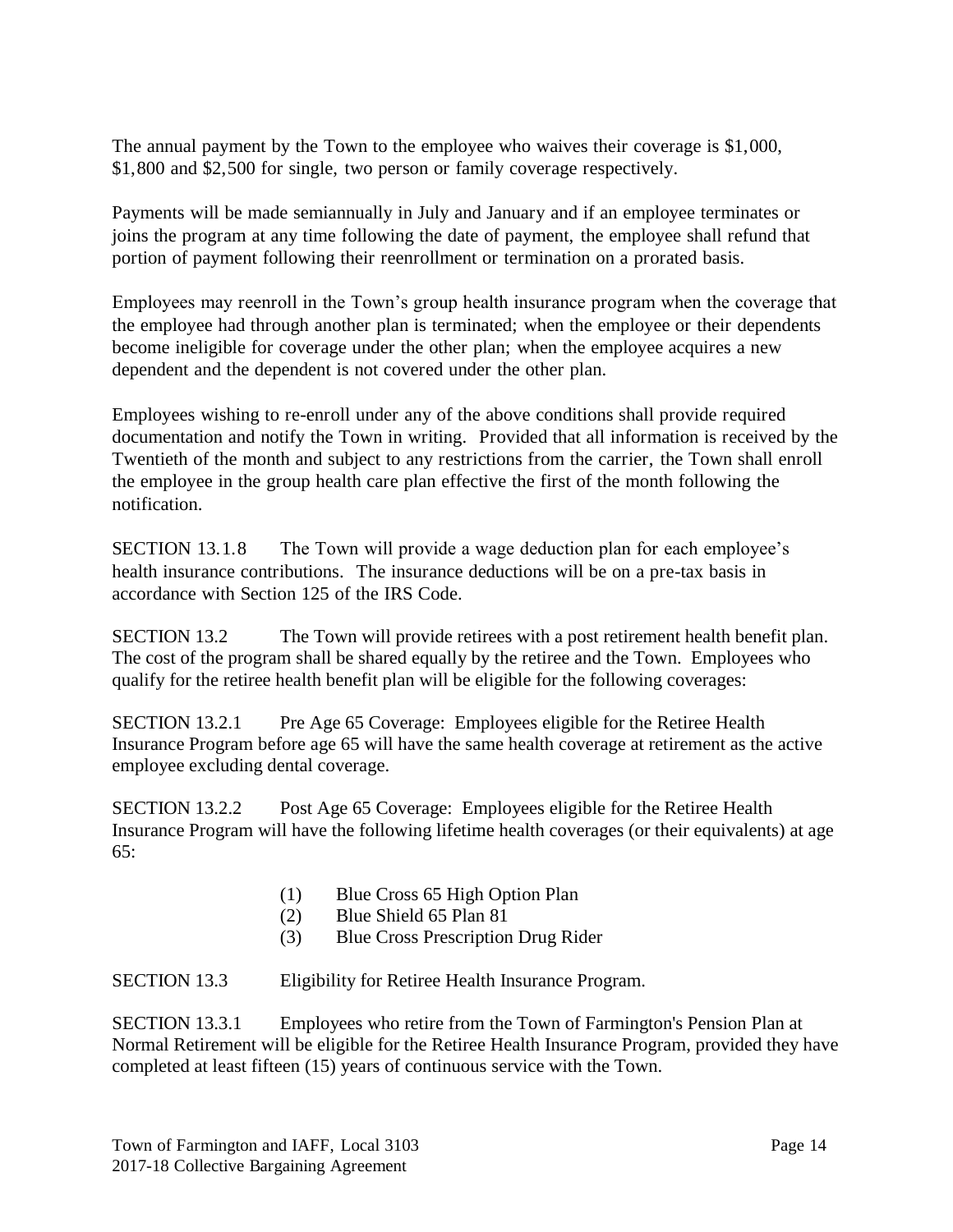The annual payment by the Town to the employee who waives their coverage is $1,000, $1,800 and $2,500 for single, two person or family coverage respectively.

Payments will be made semiannually in July and January and if an employee terminates or joins the program at any time following the date of payment, the employee shall refund that portion of payment following their reenrollment or termination on a prorated basis.

Employees may reenroll in the Town's group health insurance program when the coverage that the employee had through another plan is terminated; when the employee or their dependents become ineligible for coverage under the other plan; when the employee acquires a new dependent and the dependent is not covered under the other plan.

Employees wishing to re-enroll under any of the above conditions shall provide required documentation and notify the Town in writing. Provided that all information is received by the Twentieth of the month and subject to any restrictions from the carrier, the Town shall enroll the employee in the group health care plan effective the first of the month following the notification.

SECTION 13.1.8 The Town will provide a wage deduction plan for each employee's health insurance contributions. The insurance deductions will be on a pre-tax basis in accordance with Section 125 of the IRS Code.

SECTION 13.2 The Town will provide retirees with a post retirement health benefit plan. The cost of the program shall be shared equally by the retiree and the Town. Employees who qualify for the retiree health benefit plan will be eligible for the following coverages:

SECTION 13.2.1 Pre Age 65 Coverage: Employees eligible for the Retiree Health Insurance Program before age 65 will have the same health coverage at retirement as the active employee excluding dental coverage.

SECTION 13.2.2 Post Age 65 Coverage: Employees eligible for the Retiree Health Insurance Program will have the following lifetime health coverages (or their equivalents) at age 65:

(1) Blue Cross 65 High Option Plan
(2) Blue Shield 65 Plan 81
(3) Blue Cross Prescription Drug Rider

SECTION 13.3 Eligibility for Retiree Health Insurance Program.

SECTION 13.3.1 Employees who retire from the Town of Farmington's Pension Plan at Normal Retirement will be eligible for the Retiree Health Insurance Program, provided they have completed at least fifteen (15) years of continuous service with the Town.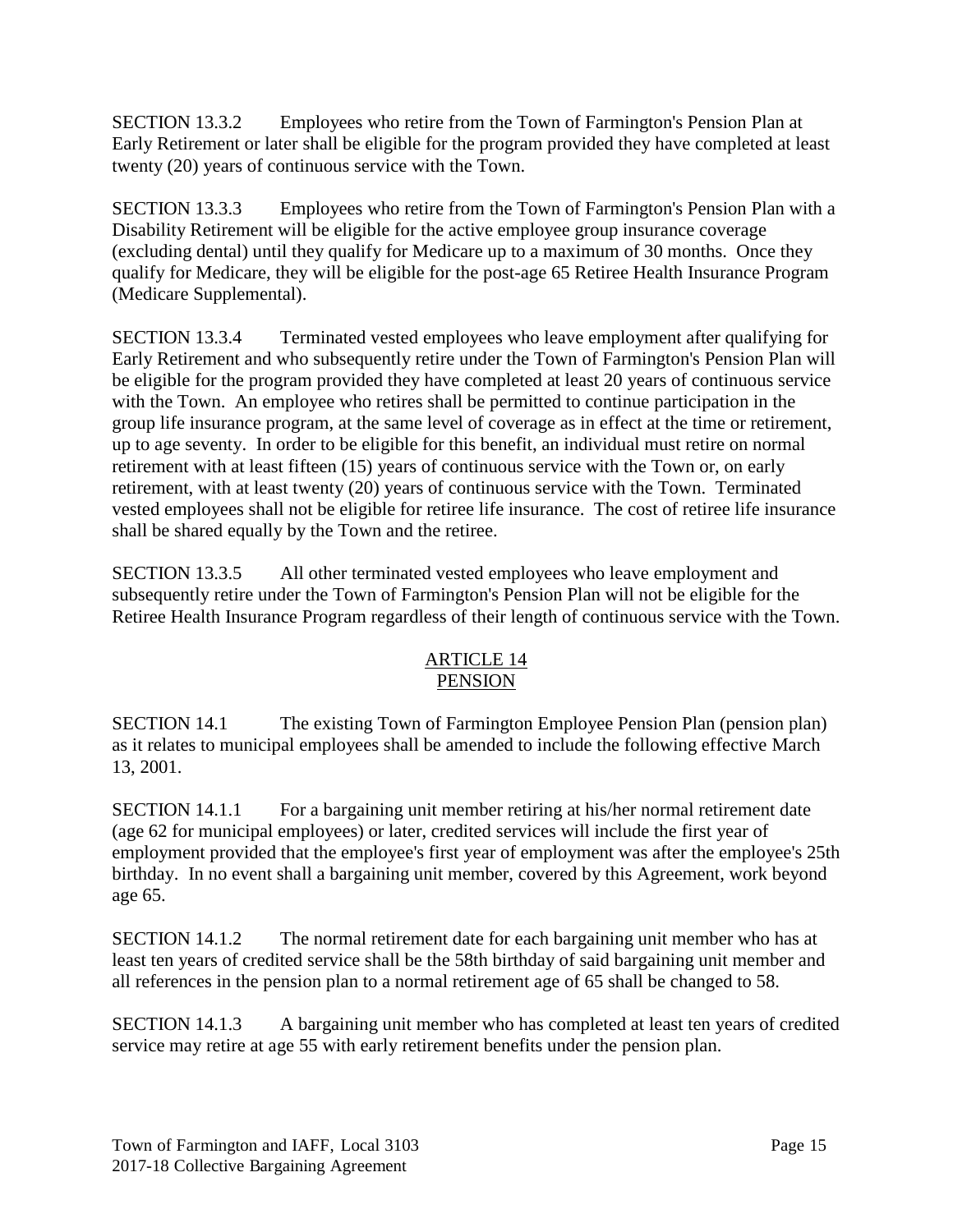SECTION 13.3.2 Employees who retire from the Town of Farmington's Pension Plan at Early Retirement or later shall be eligible for the program provided they have completed at least twenty (20) years of continuous service with the Town.

SECTION 13.3.3 Employees who retire from the Town of Farmington's Pension Plan with a Disability Retirement will be eligible for the active employee group insurance coverage (excluding dental) until they qualify for Medicare up to a maximum of 30 months. Once they qualify for Medicare, they will be eligible for the post-age 65 Retiree Health Insurance Program (Medicare Supplemental).

SECTION 13.3.4 Terminated vested employees who leave employment after qualifying for Early Retirement and who subsequently retire under the Town of Farmington's Pension Plan will be eligible for the program provided they have completed at least 20 years of continuous service with the Town. An employee who retires shall be permitted to continue participation in the group life insurance program, at the same level of coverage as in effect at the time or retirement, up to age seventy. In order to be eligible for this benefit, an individual must retire on normal retirement with at least fifteen (15) years of continuous service with the Town or, on early retirement, with at least twenty (20) years of continuous service with the Town. Terminated vested employees shall not be eligible for retiree life insurance. The cost of retiree life insurance shall be shared equally by the Town and the retiree.

SECTION 13.3.5 All other terminated vested employees who leave employment and subsequently retire under the Town of Farmington's Pension Plan will not be eligible for the Retiree Health Insurance Program regardless of their length of continuous service with the Town.

## ARTICLE 14
## PENSION

SECTION 14.1 The existing Town of Farmington Employee Pension Plan (pension plan) as it relates to municipal employees shall be amended to include the following effective March 13, 2001.

SECTION 14.1.1 For a bargaining unit member retiring at his/her normal retirement date (age 62 for municipal employees) or later, credited services will include the first year of employment provided that the employee's first year of employment was after the employee's 25th birthday. In no event shall a bargaining unit member, covered by this Agreement, work beyond age 65.

SECTION 14.1.2 The normal retirement date for each bargaining unit member who has at least ten years of credited service shall be the 58th birthday of said bargaining unit member and all references in the pension plan to a normal retirement age of 65 shall be changed to 58.

SECTION 14.1.3 A bargaining unit member who has completed at least ten years of credited service may retire at age 55 with early retirement benefits under the pension plan.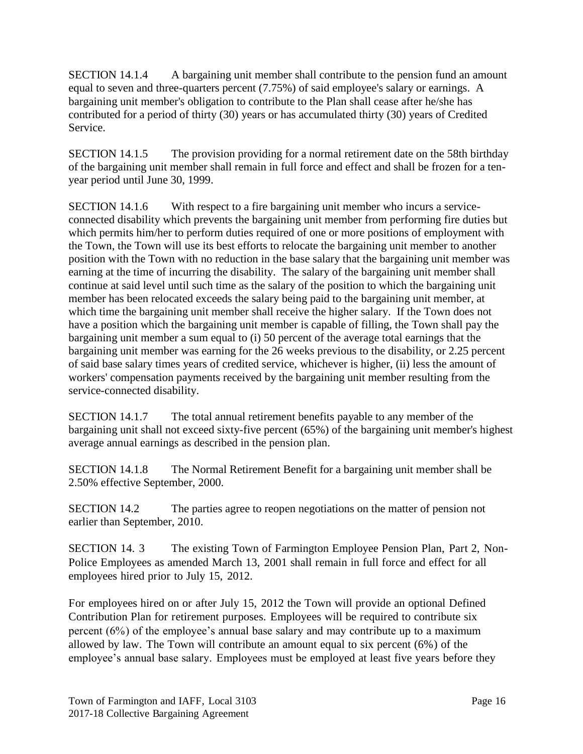SECTION 14.1.4 A bargaining unit member shall contribute to the pension fund an amount equal to seven and three-quarters percent (7.75%) of said employee's salary or earnings. A bargaining unit member's obligation to contribute to the Plan shall cease after he/she has contributed for a period of thirty (30) years or has accumulated thirty (30) years of Credited Service.

SECTION 14.1.5 The provision providing for a normal retirement date on the 58th birthday of the bargaining unit member shall remain in full force and effect and shall be frozen for a ten-year period until June 30, 1999.

SECTION 14.1.6 With respect to a fire bargaining unit member who incurs a service-connected disability which prevents the bargaining unit member from performing fire duties but which permits him/her to perform duties required of one or more positions of employment with the Town, the Town will use its best efforts to relocate the bargaining unit member to another position with the Town with no reduction in the base salary that the bargaining unit member was earning at the time of incurring the disability. The salary of the bargaining unit member shall continue at said level until such time as the salary of the position to which the bargaining unit member has been relocated exceeds the salary being paid to the bargaining unit member, at which time the bargaining unit member shall receive the higher salary. If the Town does not have a position which the bargaining unit member is capable of filling, the Town shall pay the bargaining unit member a sum equal to (i) 50 percent of the average total earnings that the bargaining unit member was earning for the 26 weeks previous to the disability, or 2.25 percent of said base salary times years of credited service, whichever is higher, (ii) less the amount of workers' compensation payments received by the bargaining unit member resulting from the service-connected disability.

SECTION 14.1.7 The total annual retirement benefits payable to any member of the bargaining unit shall not exceed sixty-five percent (65%) of the bargaining unit member's highest average annual earnings as described in the pension plan.

SECTION 14.1.8 The Normal Retirement Benefit for a bargaining unit member shall be 2.50% effective September, 2000.

SECTION 14.2 The parties agree to reopen negotiations on the matter of pension not earlier than September, 2010.

SECTION 14. 3 The existing Town of Farmington Employee Pension Plan, Part 2, Non-Police Employees as amended March 13, 2001 shall remain in full force and effect for all employees hired prior to July 15, 2012.

For employees hired on or after July 15, 2012 the Town will provide an optional Defined Contribution Plan for retirement purposes. Employees will be required to contribute six percent (6%) of the employee's annual base salary and may contribute up to a maximum allowed by law. The Town will contribute an amount equal to six percent (6%) of the employee's annual base salary. Employees must be employed at least five years before they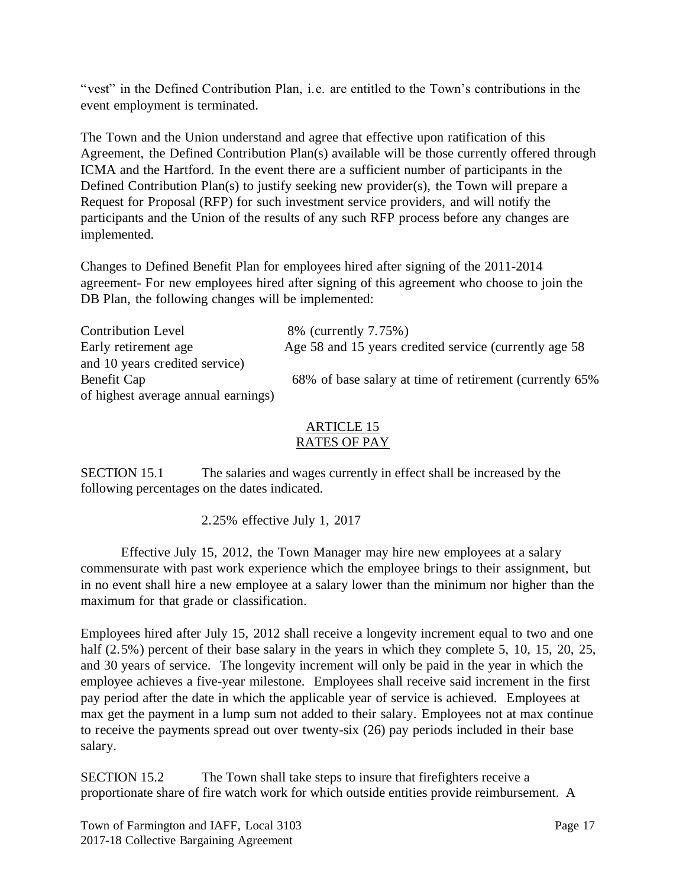"vest" in the Defined Contribution Plan, i.e. are entitled to the Town's contributions in the event employment is terminated.

The Town and the Union understand and agree that effective upon ratification of this Agreement, the Defined Contribution Plan(s) available will be those currently offered through ICMA and the Hartford. In the event there are a sufficient number of participants in the Defined Contribution Plan(s) to justify seeking new provider(s), the Town will prepare a Request for Proposal (RFP) for such investment service providers, and will notify the participants and the Union of the results of any such RFP process before any changes are implemented.

Changes to Defined Benefit Plan for employees hired after signing of the 2011-2014 agreement- For new employees hired after signing of this agreement who choose to join the DB Plan, the following changes will be implemented:

Contribution Level 8% (currently 7.75%)
Early retirement age Age 58 and 15 years credited service (currently age 58 and 10 years credited service)
Benefit Cap 68% of base salary at time of retirement (currently 65% of highest average annual earnings)

## ARTICLE 15
## RATES OF PAY

SECTION 15.1 The salaries and wages currently in effect shall be increased by the following percentages on the dates indicated.

2.25% effective July 1, 2017

Effective July 15, 2012, the Town Manager may hire new employees at a salary commensurate with past work experience which the employee brings to their assignment, but in no event shall hire a new employee at a salary lower than the minimum nor higher than the maximum for that grade or classification.

Employees hired after July 15, 2012 shall receive a longevity increment equal to two and one half (2.5%) percent of their base salary in the years in which they complete 5, 10, 15, 20, 25, and 30 years of service. The longevity increment will only be paid in the year in which the employee achieves a five-year milestone. Employees shall receive said increment in the first pay period after the date in which the applicable year of service is achieved. Employees at max get the payment in a lump sum not added to their salary. Employees not at max continue to receive the payments spread out over twenty-six (26) pay periods included in their base salary.

SECTION 15.2 The Town shall take steps to insure that firefighters receive a proportionate share of fire watch work for which outside entities provide reimbursement. A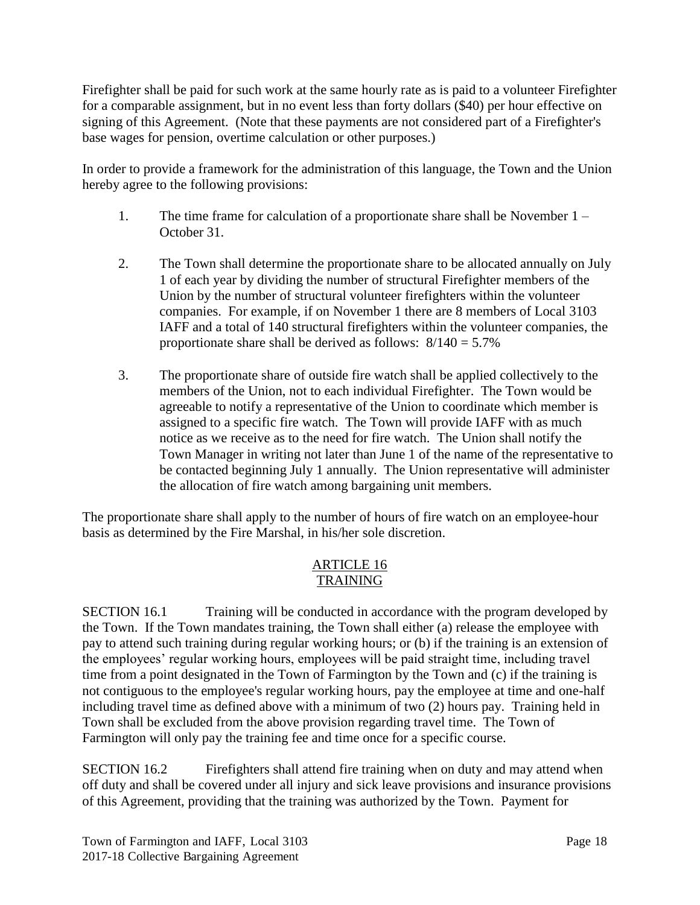Firefighter shall be paid for such work at the same hourly rate as is paid to a volunteer Firefighter for a comparable assignment, but in no event less than forty dollars ($40) per hour effective on signing of this Agreement. (Note that these payments are not considered part of a Firefighter's base wages for pension, overtime calculation or other purposes.)

In order to provide a framework for the administration of this language, the Town and the Union hereby agree to the following provisions:

1. The time frame for calculation of a proportionate share shall be November 1 – October 31.

2. The Town shall determine the proportionate share to be allocated annually on July 1 of each year by dividing the number of structural Firefighter members of the Union by the number of structural volunteer firefighters within the volunteer companies. For example, if on November 1 there are 8 members of Local 3103 IAFF and a total of 140 structural firefighters within the volunteer companies, the proportionate share shall be derived as follows: $8/140 = 5.7\%$

3. The proportionate share of outside fire watch shall be applied collectively to the members of the Union, not to each individual Firefighter. The Town would be agreeable to notify a representative of the Union to coordinate which member is assigned to a specific fire watch. The Town will provide IAFF with as much notice as we receive as to the need for fire watch. The Union shall notify the Town Manager in writing not later than June 1 of the name of the representative to be contacted beginning July 1 annually. The Union representative will administer the allocation of fire watch among bargaining unit members.

The proportionate share shall apply to the number of hours of fire watch on an employee-hour basis as determined by the Fire Marshal, in his/her sole discretion.

## ARTICLE 16
## TRAINING

SECTION 16.1 Training will be conducted in accordance with the program developed by the Town. If the Town mandates training, the Town shall either (a) release the employee with pay to attend such training during regular working hours; or (b) if the training is an extension of the employees' regular working hours, employees will be paid straight time, including travel time from a point designated in the Town of Farmington by the Town and (c) if the training is not contiguous to the employee's regular working hours, pay the employee at time and one-half including travel time as defined above with a minimum of two (2) hours pay. Training held in Town shall be excluded from the above provision regarding travel time. The Town of Farmington will only pay the training fee and time once for a specific course.

SECTION 16.2 Firefighters shall attend fire training when on duty and may attend when off duty and shall be covered under all injury and sick leave provisions and insurance provisions of this Agreement, providing that the training was authorized by the Town. Payment for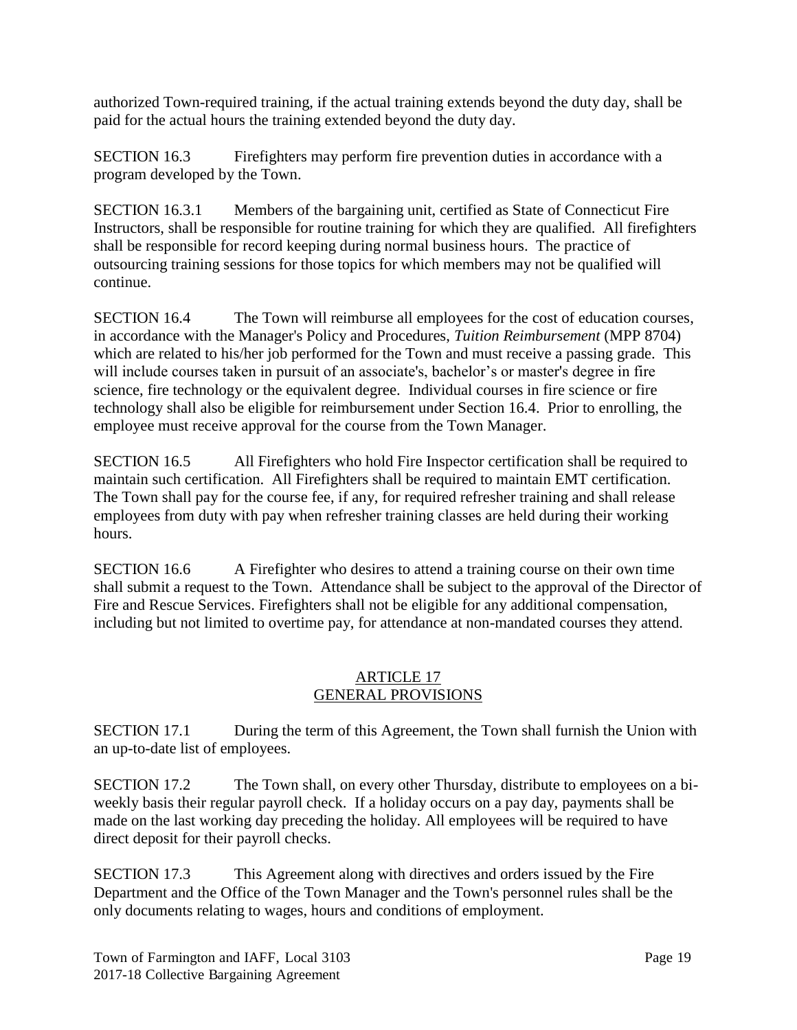authorized Town-required training, if the actual training extends beyond the duty day, shall be paid for the actual hours the training extended beyond the duty day.

SECTION 16.3 Firefighters may perform fire prevention duties in accordance with a program developed by the Town.

SECTION 16.3.1 Members of the bargaining unit, certified as State of Connecticut Fire Instructors, shall be responsible for routine training for which they are qualified. All firefighters shall be responsible for record keeping during normal business hours. The practice of outsourcing training sessions for those topics for which members may not be qualified will continue.

SECTION 16.4 The Town will reimburse all employees for the cost of education courses, in accordance with the Manager's Policy and Procedures, *Tuition Reimbursement* (MPP 8704) which are related to his/her job performed for the Town and must receive a passing grade. This will include courses taken in pursuit of an associate's, bachelor's or master's degree in fire science, fire technology or the equivalent degree. Individual courses in fire science or fire technology shall also be eligible for reimbursement under Section 16.4. Prior to enrolling, the employee must receive approval for the course from the Town Manager.

SECTION 16.5 All Firefighters who hold Fire Inspector certification shall be required to maintain such certification. All Firefighters shall be required to maintain EMT certification. The Town shall pay for the course fee, if any, for required refresher training and shall release employees from duty with pay when refresher training classes are held during their working hours.

SECTION 16.6 A Firefighter who desires to attend a training course on their own time shall submit a request to the Town. Attendance shall be subject to the approval of the Director of Fire and Rescue Services. Firefighters shall not be eligible for any additional compensation, including but not limited to overtime pay, for attendance at non-mandated courses they attend.

## ARTICLE 17
## GENERAL PROVISIONS

SECTION 17.1 During the term of this Agreement, the Town shall furnish the Union with an up-to-date list of employees.

SECTION 17.2 The Town shall, on every other Thursday, distribute to employees on a bi-weekly basis their regular payroll check. If a holiday occurs on a pay day, payments shall be made on the last working day preceding the holiday. All employees will be required to have direct deposit for their payroll checks.

SECTION 17.3 This Agreement along with directives and orders issued by the Fire Department and the Office of the Town Manager and the Town's personnel rules shall be the only documents relating to wages, hours and conditions of employment.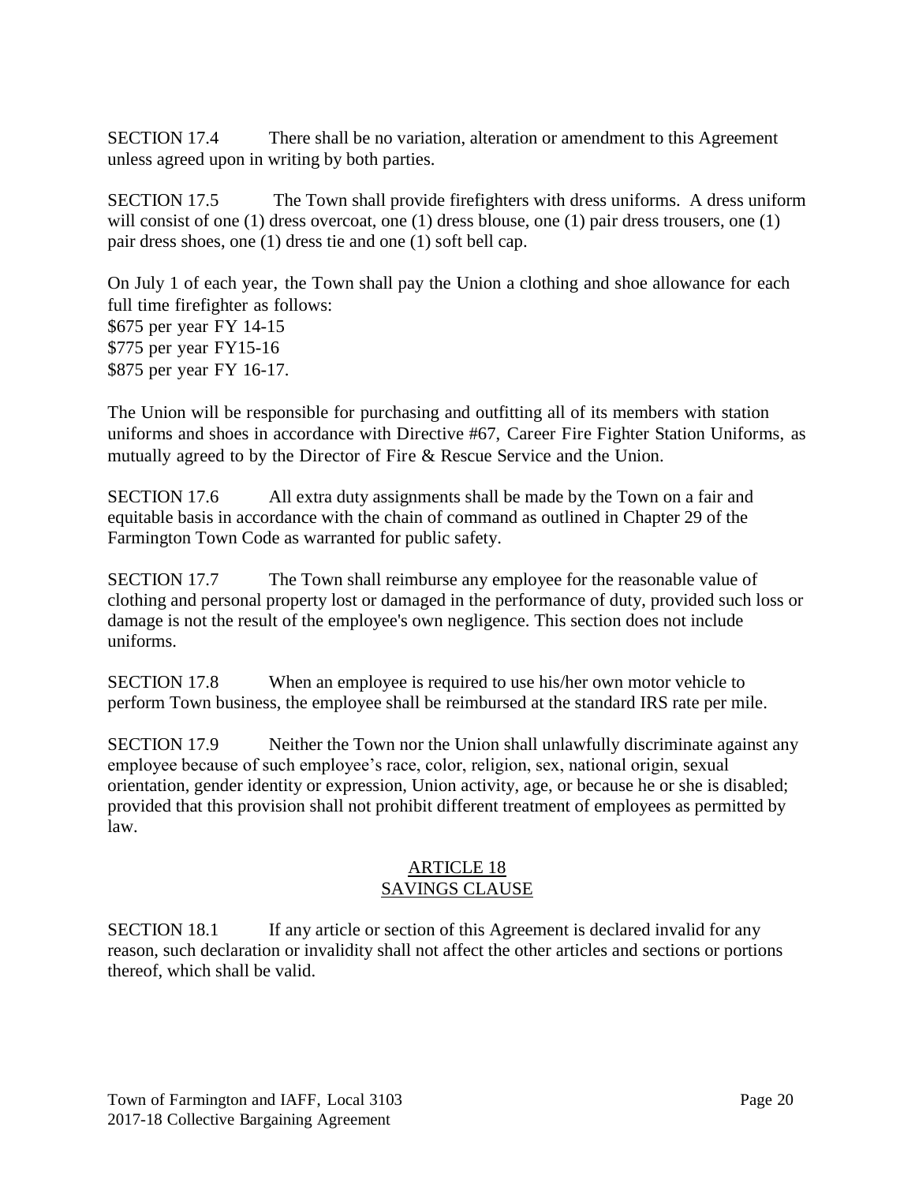SECTION 17.4 There shall be no variation, alteration or amendment to this Agreement unless agreed upon in writing by both parties.

SECTION 17.5 The Town shall provide firefighters with dress uniforms. A dress uniform will consist of one (1) dress overcoat, one (1) dress blouse, one (1) pair dress trousers, one (1) pair dress shoes, one (1) dress tie and one (1) soft bell cap.

On July 1 of each year, the Town shall pay the Union a clothing and shoe allowance for each full time firefighter as follows:
$675 per year FY 14-15
$775 per year FY15-16
$875 per year FY 16-17.

The Union will be responsible for purchasing and outfitting all of its members with station uniforms and shoes in accordance with Directive #67, Career Fire Fighter Station Uniforms, as mutually agreed to by the Director of Fire & Rescue Service and the Union.

SECTION 17.6 All extra duty assignments shall be made by the Town on a fair and equitable basis in accordance with the chain of command as outlined in Chapter 29 of the Farmington Town Code as warranted for public safety.

SECTION 17.7 The Town shall reimburse any employee for the reasonable value of clothing and personal property lost or damaged in the performance of duty, provided such loss or damage is not the result of the employee's own negligence. This section does not include uniforms.

SECTION 17.8 When an employee is required to use his/her own motor vehicle to perform Town business, the employee shall be reimbursed at the standard IRS rate per mile.

SECTION 17.9 Neither the Town nor the Union shall unlawfully discriminate against any employee because of such employee's race, color, religion, sex, national origin, sexual orientation, gender identity or expression, Union activity, age, or because he or she is disabled; provided that this provision shall not prohibit different treatment of employees as permitted by law.

## ARTICLE 18
## SAVINGS CLAUSE

SECTION 18.1 If any article or section of this Agreement is declared invalid for any reason, such declaration or invalidity shall not affect the other articles and sections or portions thereof, which shall be valid.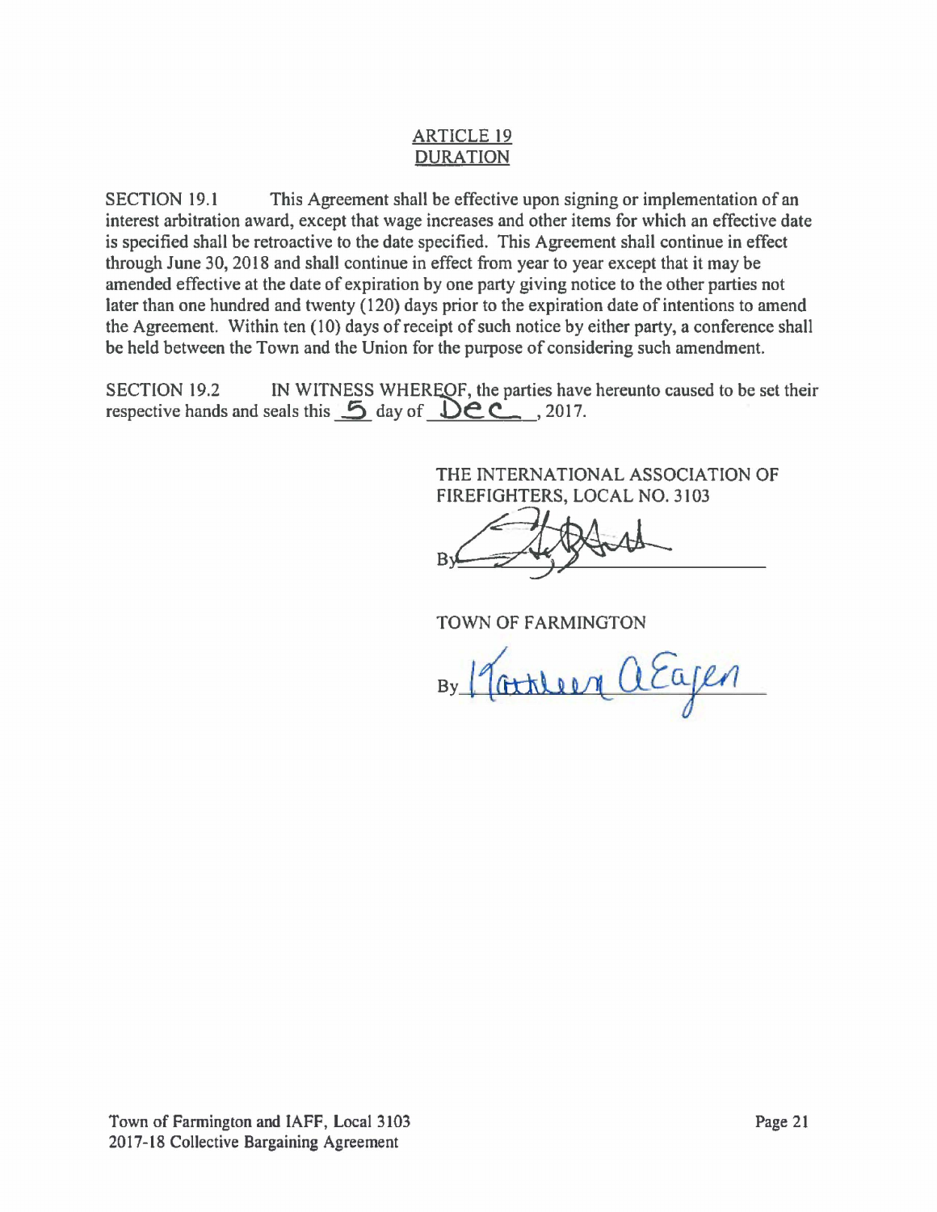## ARTICLE 19
## DURATION

SECTION 19.1 This Agreement shall be effective upon signing or implementation of an interest arbitration award, except that wage increases and other items for which an effective date is specified shall be retroactive to the date specified. This Agreement shall continue in effect through June 30, 2018 and shall continue in effect from year to year except that it may be amended effective at the date of expiration by one party giving notice to the other parties not later than one hundred and twenty (120) days prior to the expiration date of intentions to amend the Agreement. Within ten (10) days of receipt of such notice by either party, a conference shall be held between the Town and the Union for the purpose of considering such amendment.

SECTION 19.2 IN WITNESS WHEREOF, the parties have hereunto caused to be set their respective hands and seals this 5 day of Dec, 2017.

THE INTERNATIONAL ASSOCIATION OF FIREFIGHTERS, LOCAL NO. 3103

By ____________________

TOWN OF FARMINGTON

By Kathleen A Eagen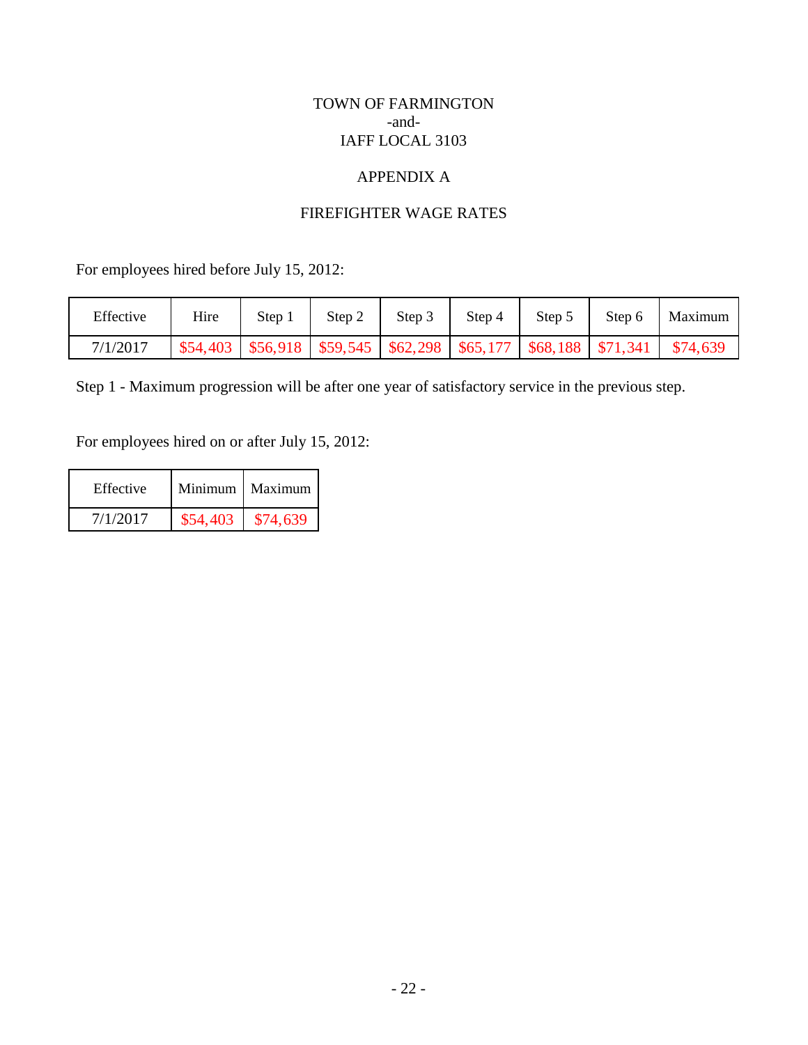TOWN OF FARMINGTON
-and-
IAFF LOCAL 3103

APPENDIX A

FIREFIGHTER WAGE RATES

For employees hired before July 15, 2012:

| Effective | Hire | Step 1 | Step 2 | Step 3 | Step 4 | Step 5 | Step 6 | Maximum |
|---|---|---|---|---|---|---|---|---|
| 7/1/2017 | $54,403 | $56,918 | $59,545 | $62,298 | $65,177 | $68,188 | $71,341 | $74,639 |

Step 1 - Maximum progression will be after one year of satisfactory service in the previous step.

For employees hired on or after July 15, 2012:

| Effective | Minimum | Maximum |
|---|---|---|
| 7/1/2017 | $54,403 | $74,639 |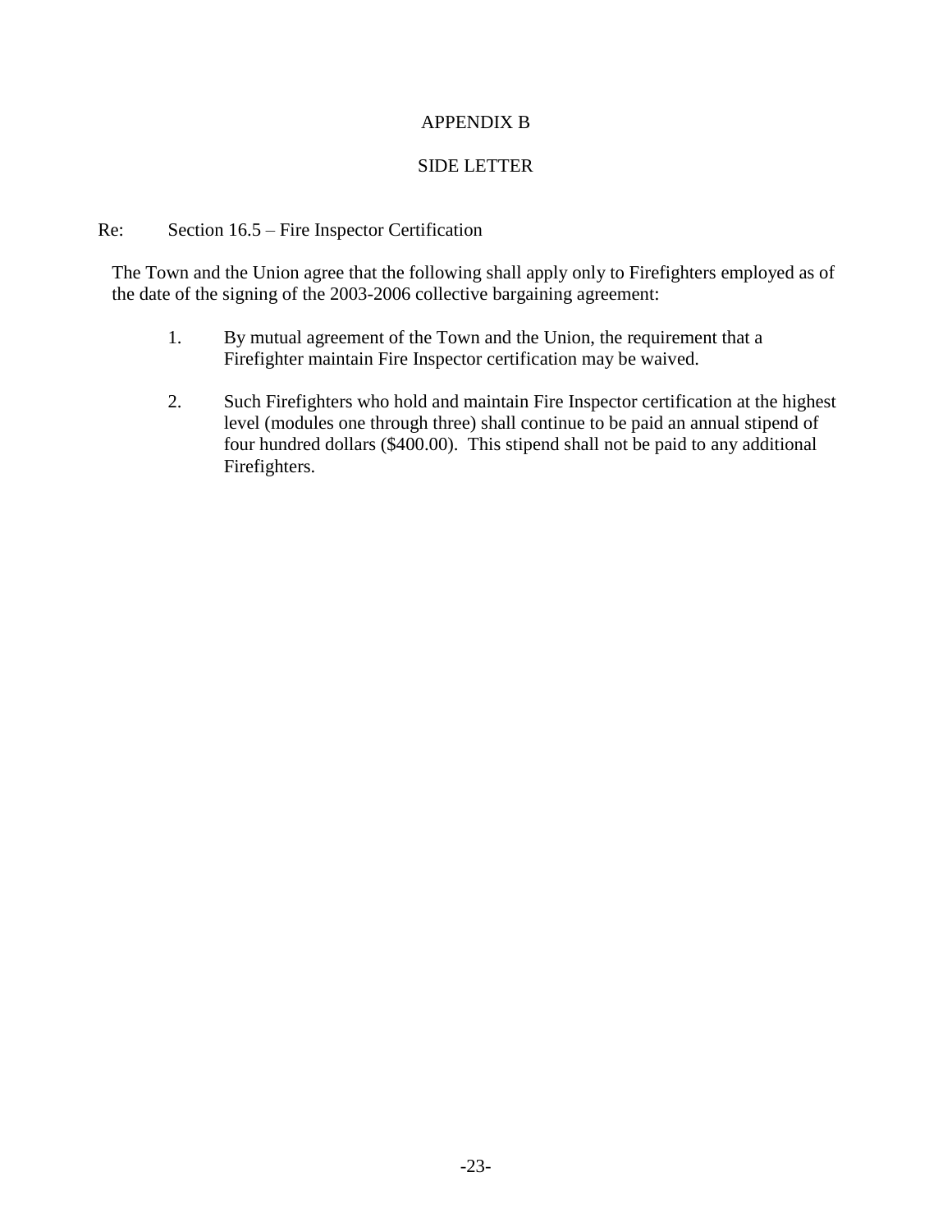# APPENDIX B

## SIDE LETTER

Re: Section 16.5 – Fire Inspector Certification

The Town and the Union agree that the following shall apply only to Firefighters employed as of the date of the signing of the 2003-2006 collective bargaining agreement:

1. By mutual agreement of the Town and the Union, the requirement that a Firefighter maintain Fire Inspector certification may be waived.

2. Such Firefighters who hold and maintain Fire Inspector certification at the highest level (modules one through three) shall continue to be paid an annual stipend of four hundred dollars ($400.00). This stipend shall not be paid to any additional Firefighters.